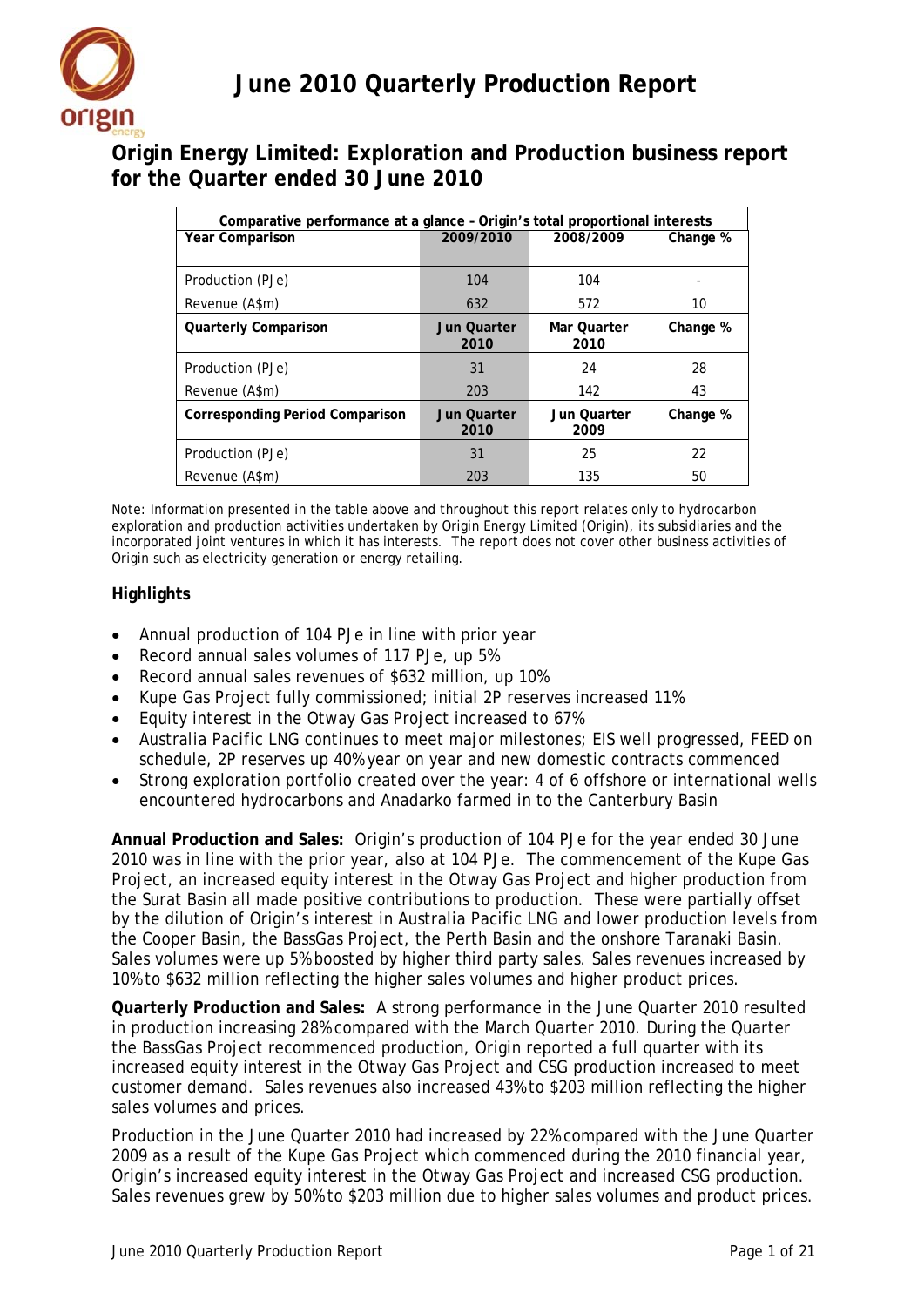# June 2010 Quarterly Production Report

## Origin Energy Limited: Exploration and Production business report for the Quarter ended 30 June 2010

| Comparative performance at a glance – Origin's total proportional interests | | | |
|---|---|---|---|
| **Year Comparison** | **2009/2010** | **2008/2009** | **Change %** |
| Production (PJe) | 104 | 104 | - |
| Revenue (A$m) | 632 | 572 | 10 |
| **Quarterly Comparison** | **Jun Quarter 2010** | **Mar Quarter 2010** | **Change %** |
| Production (PJe) | 31 | 24 | 28 |
| Revenue (A$m) | 203 | 142 | 43 |
| **Corresponding Period Comparison** | **Jun Quarter 2010** | **Jun Quarter 2009** | **Change %** |
| Production (PJe) | 31 | 25 | 22 |
| Revenue (A$m) | 203 | 135 | 50 |

Note: Information presented in the table above and throughout this report relates only to hydrocarbon exploration and production activities undertaken by Origin Energy Limited (Origin), its subsidiaries and the incorporated joint ventures in which it has interests. The report does not cover other business activities of Origin such as electricity generation or energy retailing.

### Highlights

- Annual production of 104 PJe in line with prior year
- Record annual sales volumes of 117 PJe, up 5%
- Record annual sales revenues of $632 million, up 10%
- Kupe Gas Project fully commissioned; initial 2P reserves increased 11%
- Equity interest in the Otway Gas Project increased to 67%
- Australia Pacific LNG continues to meet major milestones; EIS well progressed, FEED on schedule, 2P reserves up 40% year on year and new domestic contracts commenced
- Strong exploration portfolio created over the year: 4 of 6 offshore or international wells encountered hydrocarbons and Anadarko farmed in to the Canterbury Basin

**Annual Production and Sales:** Origin's production of 104 PJe for the year ended 30 June 2010 was in line with the prior year, also at 104 PJe. The commencement of the Kupe Gas Project, an increased equity interest in the Otway Gas Project and higher production from the Surat Basin all made positive contributions to production. These were partially offset by the dilution of Origin's interest in Australia Pacific LNG and lower production levels from the Cooper Basin, the BassGas Project, the Perth Basin and the onshore Taranaki Basin. Sales volumes were up 5% boosted by higher third party sales. Sales revenues increased by 10% to $632 million reflecting the higher sales volumes and higher product prices.

**Quarterly Production and Sales:** A strong performance in the June Quarter 2010 resulted in production increasing 28% compared with the March Quarter 2010. During the Quarter the BassGas Project recommenced production, Origin reported a full quarter with its increased equity interest in the Otway Gas Project and CSG production increased to meet customer demand. Sales revenues also increased 43% to $203 million reflecting the higher sales volumes and prices.

Production in the June Quarter 2010 had increased by 22% compared with the June Quarter 2009 as a result of the Kupe Gas Project which commenced during the 2010 financial year, Origin's increased equity interest in the Otway Gas Project and increased CSG production. Sales revenues grew by 50% to $203 million due to higher sales volumes and product prices.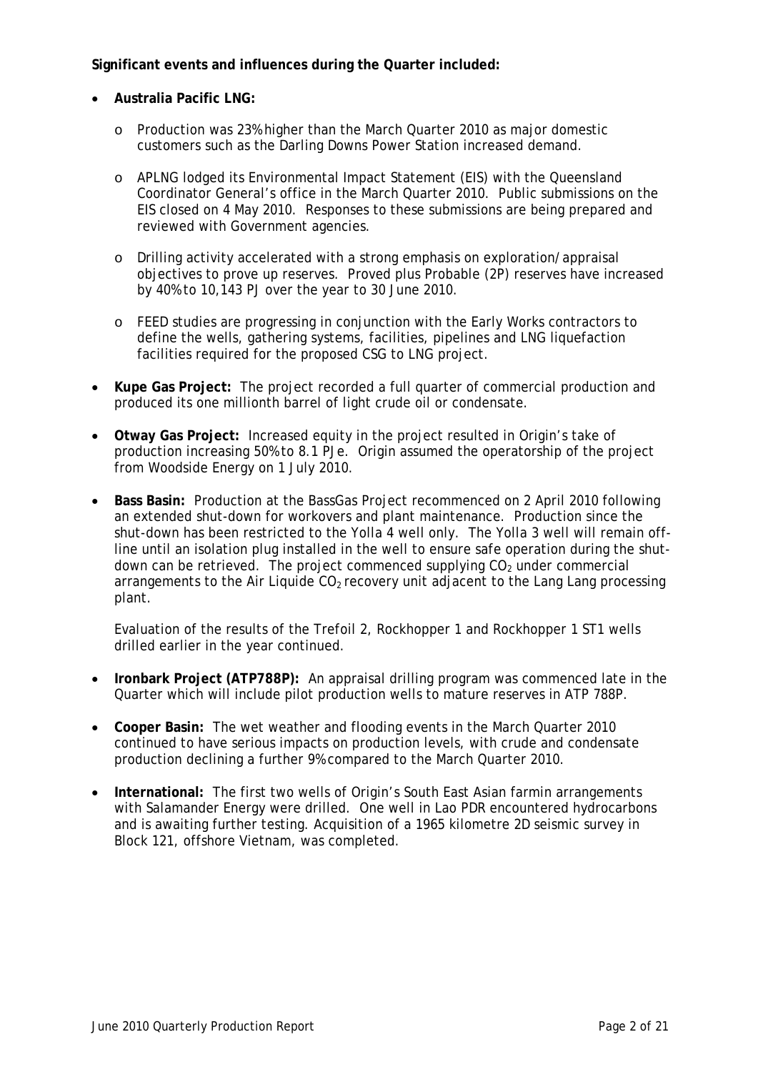**Significant events and influences during the Quarter included:**

- **Australia Pacific LNG:**
  - Production was 23% higher than the March Quarter 2010 as major domestic customers such as the Darling Downs Power Station increased demand.
  - APLNG lodged its Environmental Impact Statement (EIS) with the Queensland Coordinator General's office in the March Quarter 2010. Public submissions on the EIS closed on 4 May 2010. Responses to these submissions are being prepared and reviewed with Government agencies.
  - Drilling activity accelerated with a strong emphasis on exploration/appraisal objectives to prove up reserves. Proved plus Probable (2P) reserves have increased by 40% to 10,143 PJ over the year to 30 June 2010.
  - FEED studies are progressing in conjunction with the Early Works contractors to define the wells, gathering systems, facilities, pipelines and LNG liquefaction facilities required for the proposed CSG to LNG project.
- **Kupe Gas Project:** The project recorded a full quarter of commercial production and produced its one millionth barrel of light crude oil or condensate.
- **Otway Gas Project:** Increased equity in the project resulted in Origin's take of production increasing 50% to 8.1 PJe. Origin assumed the operatorship of the project from Woodside Energy on 1 July 2010.
- **Bass Basin:** Production at the BassGas Project recommenced on 2 April 2010 following an extended shut-down for workovers and plant maintenance. Production since the shut-down has been restricted to the Yolla 4 well only. The Yolla 3 well will remain off-line until an isolation plug installed in the well to ensure safe operation during the shut-down can be retrieved. The project commenced supplying $CO_2$ under commercial arrangements to the Air Liquide $CO_2$ recovery unit adjacent to the Lang Lang processing plant.

  Evaluation of the results of the Trefoil 2, Rockhopper 1 and Rockhopper 1 ST1 wells drilled earlier in the year continued.
- **Ironbark Project (ATP788P):** An appraisal drilling program was commenced late in the Quarter which will include pilot production wells to mature reserves in ATP 788P.
- **Cooper Basin:** The wet weather and flooding events in the March Quarter 2010 continued to have serious impacts on production levels, with crude and condensate production declining a further 9% compared to the March Quarter 2010.
- **International:** The first two wells of Origin's South East Asian farmin arrangements with Salamander Energy were drilled. One well in Lao PDR encountered hydrocarbons and is awaiting further testing. Acquisition of a 1965 kilometre 2D seismic survey in Block 121, offshore Vietnam, was completed.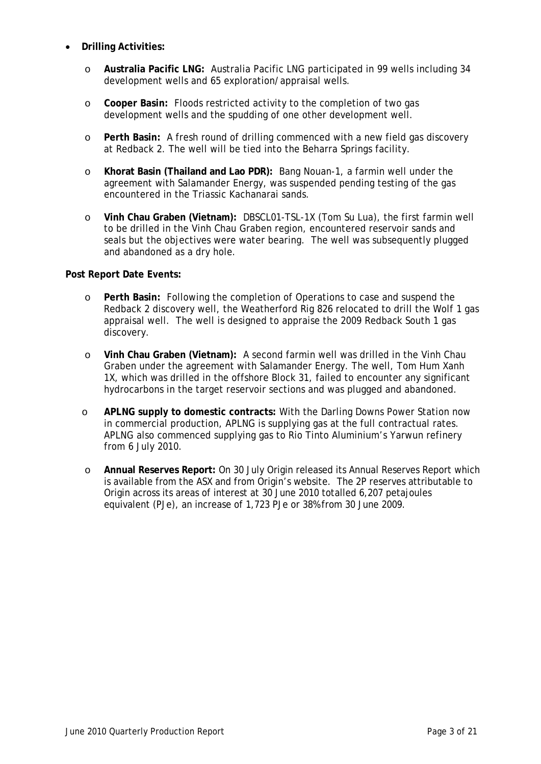- **Drilling Activities:**
    - **Australia Pacific LNG:** Australia Pacific LNG participated in 99 wells including 34 development wells and 65 exploration/appraisal wells.
    - **Cooper Basin:** Floods restricted activity to the completion of two gas development wells and the spudding of one other development well.
    - **Perth Basin:** A fresh round of drilling commenced with a new field gas discovery at Redback 2. The well will be tied into the Beharra Springs facility.
    - **Khorat Basin (Thailand and Lao PDR):** Bang Nouan-1, a farmin well under the agreement with Salamander Energy, was suspended pending testing of the gas encountered in the Triassic Kachanarai sands.
    - **Vinh Chau Graben (Vietnam):** DBSCL01-TSL-1X (Tom Su Lua), the first farmin well to be drilled in the Vinh Chau Graben region, encountered reservoir sands and seals but the objectives were water bearing. The well was subsequently plugged and abandoned as a dry hole.

**Post Report Date Events:**

- **Perth Basin:** Following the completion of Operations to case and suspend the Redback 2 discovery well, the Weatherford Rig 826 relocated to drill the Wolf 1 gas appraisal well. The well is designed to appraise the 2009 Redback South 1 gas discovery.
- **Vinh Chau Graben (Vietnam):** A second farmin well was drilled in the Vinh Chau Graben under the agreement with Salamander Energy. The well, Tom Hum Xanh 1X, which was drilled in the offshore Block 31, failed to encounter any significant hydrocarbons in the target reservoir sections and was plugged and abandoned.
- **APLNG supply to domestic contracts:** With the Darling Downs Power Station now in commercial production, APLNG is supplying gas at the full contractual rates. APLNG also commenced supplying gas to Rio Tinto Aluminium's Yarwun refinery from 6 July 2010.
- **Annual Reserves Report:** On 30 July Origin released its Annual Reserves Report which is available from the ASX and from Origin's website. The 2P reserves attributable to Origin across its areas of interest at 30 June 2010 totalled 6,207 petajoules equivalent (PJe), an increase of 1,723 PJe or 38% from 30 June 2009.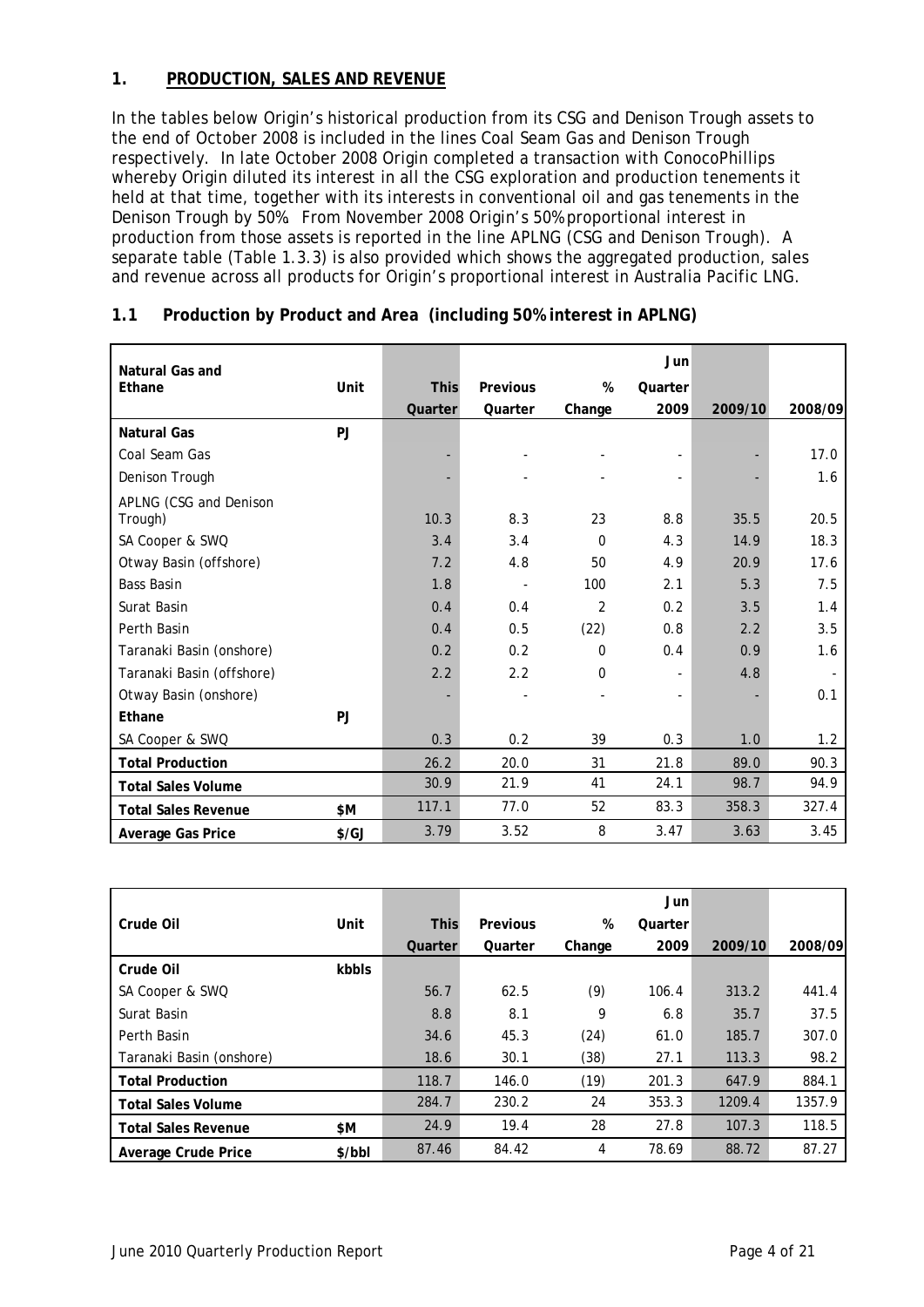## 1. PRODUCTION, SALES AND REVENUE

In the tables below Origin's historical production from its CSG and Denison Trough assets to the end of October 2008 is included in the lines Coal Seam Gas and Denison Trough respectively. In late October 2008 Origin completed a transaction with ConocoPhillips whereby Origin diluted its interest in all the CSG exploration and production tenements it held at that time, together with its interests in conventional oil and gas tenements in the Denison Trough by 50%. From November 2008 Origin's 50% proportional interest in production from those assets is reported in the line APLNG (CSG and Denison Trough). A separate table (Table 1.3.3) is also provided which shows the aggregated production, sales and revenue across all products for Origin's proportional interest in Australia Pacific LNG.

### 1.1 Production by Product and Area (including 50% interest in APLNG)

| Natural Gas and Ethane | Unit | This Quarter | Previous Quarter | % Change | Jun Quarter 2009 | 2009/10 | 2008/09 |
|---|---|---|---|---|---|---|---|
| **Natural Gas** | PJ | | | | | | |
| Coal Seam Gas | | - | - | - | - | - | 17.0 |
| Denison Trough | | - | - | - | - | - | 1.6 |
| APLNG (CSG and Denison Trough) | | 10.3 | 8.3 | 23 | 8.8 | 35.5 | 20.5 |
| SA Cooper & SWQ | | 3.4 | 3.4 | 0 | 4.3 | 14.9 | 18.3 |
| Otway Basin (offshore) | | 7.2 | 4.8 | 50 | 4.9 | 20.9 | 17.6 |
| Bass Basin | | 1.8 | - | 100 | 2.1 | 5.3 | 7.5 |
| Surat Basin | | 0.4 | 0.4 | 2 | 0.2 | 3.5 | 1.4 |
| Perth Basin | | 0.4 | 0.5 | (22) | 0.8 | 2.2 | 3.5 |
| Taranaki Basin (onshore) | | 0.2 | 0.2 | 0 | 0.4 | 0.9 | 1.6 |
| Taranaki Basin (offshore) | | 2.2 | 2.2 | 0 | - | 4.8 | - |
| Otway Basin (onshore) | | - | - | - | - | - | 0.1 |
| **Ethane** | PJ | | | | | | |
| SA Cooper & SWQ | | 0.3 | 0.2 | 39 | 0.3 | 1.0 | 1.2 |
| **Total Production** | | 26.2 | 20.0 | 31 | 21.8 | 89.0 | 90.3 |
| **Total Sales Volume** | | 30.9 | 21.9 | 41 | 24.1 | 98.7 | 94.9 |
| **Total Sales Revenue** | $M | 117.1 | 77.0 | 52 | 83.3 | 358.3 | 327.4 |
| **Average Gas Price** | $/GJ | 3.79 | 3.52 | 8 | 3.47 | 3.63 | 3.45 |

| Crude Oil | Unit | This Quarter | Previous Quarter | % Change | Jun Quarter 2009 | 2009/10 | 2008/09 |
|---|---|---|---|---|---|---|---|
| **Crude Oil** | kbbls | | | | | | |
| SA Cooper & SWQ | | 56.7 | 62.5 | (9) | 106.4 | 313.2 | 441.4 |
| Surat Basin | | 8.8 | 8.1 | 9 | 6.8 | 35.7 | 37.5 |
| Perth Basin | | 34.6 | 45.3 | (24) | 61.0 | 185.7 | 307.0 |
| Taranaki Basin (onshore) | | 18.6 | 30.1 | (38) | 27.1 | 113.3 | 98.2 |
| **Total Production** | | 118.7 | 146.0 | (19) | 201.3 | 647.9 | 884.1 |
| **Total Sales Volume** | | 284.7 | 230.2 | 24 | 353.3 | 1209.4 | 1357.9 |
| **Total Sales Revenue** | $M | 24.9 | 19.4 | 28 | 27.8 | 107.3 | 118.5 |
| **Average Crude Price** | $/bbl | 87.46 | 84.42 | 4 | 78.69 | 88.72 | 87.27 |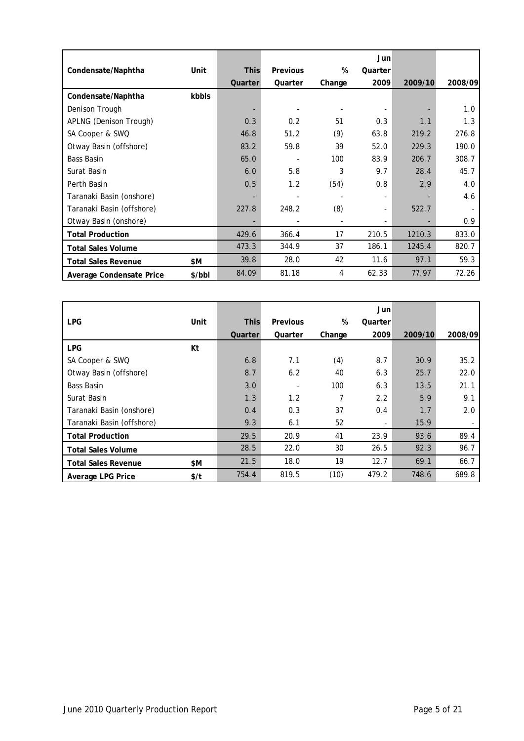| Condensate/Naphtha | Unit | This Quarter | Previous Quarter | % Change | Jun Quarter 2009 | 2009/10 | 2008/09 |
|---|---|---|---|---|---|---|---|
| **Condensate/Naphtha** | **kbbls** | | | | | | |
| Denison Trough | | - | - | - | - | - | 1.0 |
| APLNG (Denison Trough) | | 0.3 | 0.2 | 51 | 0.3 | 1.1 | 1.3 |
| SA Cooper & SWQ | | 46.8 | 51.2 | (9) | 63.8 | 219.2 | 276.8 |
| Otway Basin (offshore) | | 83.2 | 59.8 | 39 | 52.0 | 229.3 | 190.0 |
| Bass Basin | | 65.0 | - | 100 | 83.9 | 206.7 | 308.7 |
| Surat Basin | | 6.0 | 5.8 | 3 | 9.7 | 28.4 | 45.7 |
| Perth Basin | | 0.5 | 1.2 | (54) | 0.8 | 2.9 | 4.0 |
| Taranaki Basin (onshore) | | - | - | - | - | - | 4.6 |
| Taranaki Basin (offshore) | | 227.8 | 248.2 | (8) | - | 522.7 | - |
| Otway Basin (onshore) | | - | - | - | - | - | 0.9 |
| **Total Production** | | 429.6 | 366.4 | 17 | 210.5 | 1210.3 | 833.0 |
| **Total Sales Volume** | | 473.3 | 344.9 | 37 | 186.1 | 1245.4 | 820.7 |
| **Total Sales Revenue** | **$M** | 39.8 | 28.0 | 42 | 11.6 | 97.1 | 59.3 |
| **Average Condensate Price** | **$/bbl** | 84.09 | 81.18 | 4 | 62.33 | 77.97 | 72.26 |

| LPG | Unit | This Quarter | Previous Quarter | % Change | Jun Quarter 2009 | 2009/10 | 2008/09 |
|---|---|---|---|---|---|---|---|
| **LPG** | **Kt** | | | | | | |
| SA Cooper & SWQ | | 6.8 | 7.1 | (4) | 8.7 | 30.9 | 35.2 |
| Otway Basin (offshore) | | 8.7 | 6.2 | 40 | 6.3 | 25.7 | 22.0 |
| Bass Basin | | 3.0 | - | 100 | 6.3 | 13.5 | 21.1 |
| Surat Basin | | 1.3 | 1.2 | 7 | 2.2 | 5.9 | 9.1 |
| Taranaki Basin (onshore) | | 0.4 | 0.3 | 37 | 0.4 | 1.7 | 2.0 |
| Taranaki Basin (offshore) | | 9.3 | 6.1 | 52 | - | 15.9 | - |
| **Total Production** | | 29.5 | 20.9 | 41 | 23.9 | 93.6 | 89.4 |
| **Total Sales Volume** | | 28.5 | 22.0 | 30 | 26.5 | 92.3 | 96.7 |
| **Total Sales Revenue** | **$M** | 21.5 | 18.0 | 19 | 12.7 | 69.1 | 66.7 |
| **Average LPG Price** | **$/t** | 754.4 | 819.5 | (10) | 479.2 | 748.6 | 689.8 |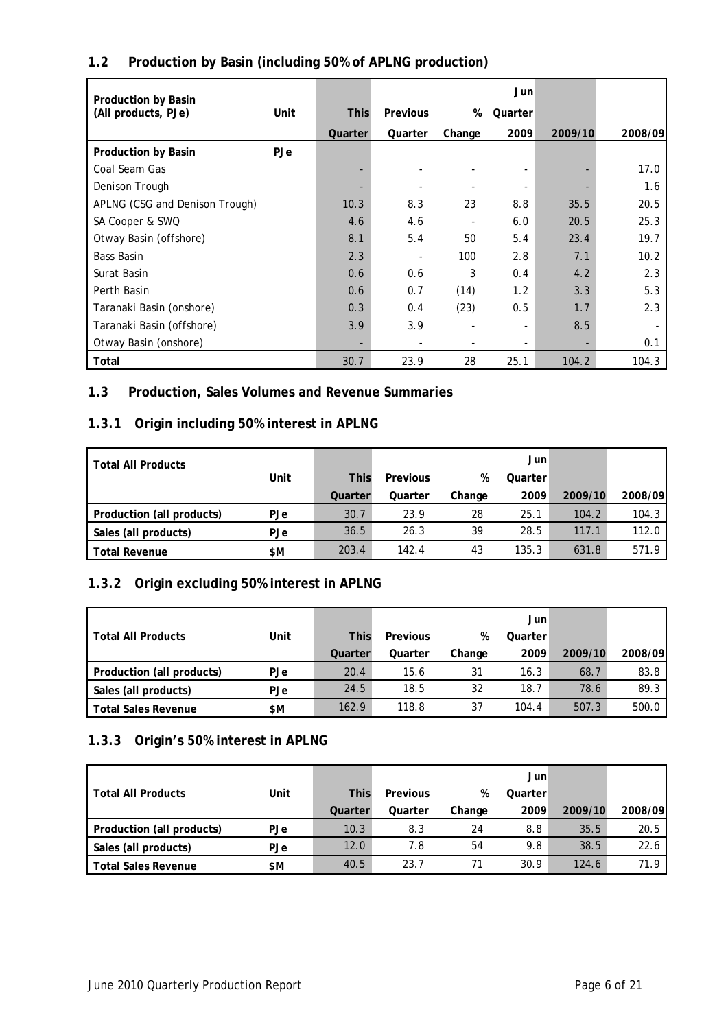## 1.2 Production by Basin (including 50% of APLNG production)

| Production by Basin (All products, PJe) | Unit | This Quarter | Previous Quarter | % Change | Jun Quarter 2009 | 2009/10 | 2008/09 |
|---|---|---|---|---|---|---|---|
| **Production by Basin** | **PJe** | | | | | | |
| Coal Seam Gas | | - | - | - | - | - | 17.0 |
| Denison Trough | | - | - | - | - | - | 1.6 |
| APLNG (CSG and Denison Trough) | | 10.3 | 8.3 | 23 | 8.8 | 35.5 | 20.5 |
| SA Cooper & SWQ | | 4.6 | 4.6 | - | 6.0 | 20.5 | 25.3 |
| Otway Basin (offshore) | | 8.1 | 5.4 | 50 | 5.4 | 23.4 | 19.7 |
| Bass Basin | | 2.3 | - | 100 | 2.8 | 7.1 | 10.2 |
| Surat Basin | | 0.6 | 0.6 | 3 | 0.4 | 4.2 | 2.3 |
| Perth Basin | | 0.6 | 0.7 | (14) | 1.2 | 3.3 | 5.3 |
| Taranaki Basin (onshore) | | 0.3 | 0.4 | (23) | 0.5 | 1.7 | 2.3 |
| Taranaki Basin (offshore) | | 3.9 | 3.9 | - | - | 8.5 | - |
| Otway Basin (onshore) | | - | - | - | - | - | 0.1 |
| **Total** | | 30.7 | 23.9 | 28 | 25.1 | 104.2 | 104.3 |

## 1.3 Production, Sales Volumes and Revenue Summaries

### 1.3.1 Origin including 50% interest in APLNG

| Total All Products | Unit | This Quarter | Previous Quarter | % Change | Jun Quarter 2009 | 2009/10 | 2008/09 |
|---|---|---|---|---|---|---|---|
| **Production (all products)** | **PJe** | 30.7 | 23.9 | 28 | 25.1 | 104.2 | 104.3 |
| **Sales (all products)** | **PJe** | 36.5 | 26.3 | 39 | 28.5 | 117.1 | 112.0 |
| **Total Revenue** | **$M** | 203.4 | 142.4 | 43 | 135.3 | 631.8 | 571.9 |

### 1.3.2 Origin excluding 50% interest in APLNG

| Total All Products | Unit | This Quarter | Previous Quarter | % Change | Jun Quarter 2009 | 2009/10 | 2008/09 |
|---|---|---|---|---|---|---|---|
| **Production (all products)** | **PJe** | 20.4 | 15.6 | 31 | 16.3 | 68.7 | 83.8 |
| **Sales (all products)** | **PJe** | 24.5 | 18.5 | 32 | 18.7 | 78.6 | 89.3 |
| **Total Sales Revenue** | **$M** | 162.9 | 118.8 | 37 | 104.4 | 507.3 | 500.0 |

### 1.3.3 Origin's 50% interest in APLNG

| Total All Products | Unit | This Quarter | Previous Quarter | % Change | Jun Quarter 2009 | 2009/10 | 2008/09 |
|---|---|---|---|---|---|---|---|
| **Production (all products)** | **PJe** | 10.3 | 8.3 | 24 | 8.8 | 35.5 | 20.5 |
| **Sales (all products)** | **PJe** | 12.0 | 7.8 | 54 | 9.8 | 38.5 | 22.6 |
| **Total Sales Revenue** | **$M** | 40.5 | 23.7 | 71 | 30.9 | 124.6 | 71.9 |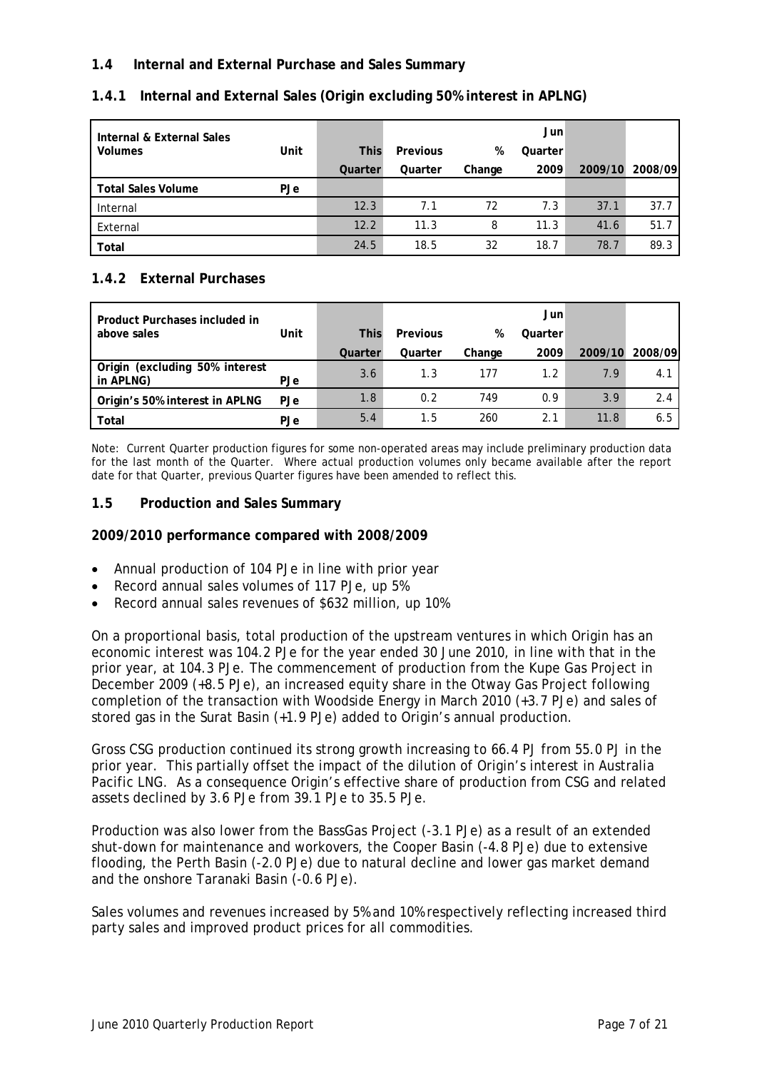## 1.4 Internal and External Purchase and Sales Summary

### 1.4.1 Internal and External Sales (Origin excluding 50% interest in APLNG)

| Internal & External Sales Volumes | Unit | This Quarter | Previous Quarter | % Change | Jun Quarter 2009 | 2009/10 | 2008/09 |
|---|---|---|---|---|---|---|---|
| **Total Sales Volume** | **PJe** | | | | | | |
| Internal | | 12.3 | 7.1 | 72 | 7.3 | 37.1 | 37.7 |
| External | | 12.2 | 11.3 | 8 | 11.3 | 41.6 | 51.7 |
| **Total** | | 24.5 | 18.5 | 32 | 18.7 | 78.7 | 89.3 |

### 1.4.2 External Purchases

| Product Purchases included in above sales | Unit | This Quarter | Previous Quarter | % Change | Jun Quarter 2009 | 2009/10 | 2008/09 |
|---|---|---|---|---|---|---|---|
| **Origin (excluding 50% interest in APLNG)** | **PJe** | 3.6 | 1.3 | 177 | 1.2 | 7.9 | 4.1 |
| **Origin's 50% interest in APLNG** | **PJe** | 1.8 | 0.2 | 749 | 0.9 | 3.9 | 2.4 |
| **Total** | **PJe** | 5.4 | 1.5 | 260 | 2.1 | 11.8 | 6.5 |

Note: Current Quarter production figures for some non-operated areas may include preliminary production data for the last month of the Quarter. Where actual production volumes only became available after the report date for that Quarter, previous Quarter figures have been amended to reflect this.

## 1.5 Production and Sales Summary

**2009/2010 performance compared with 2008/2009**

- Annual production of 104 PJe in line with prior year
- Record annual sales volumes of 117 PJe, up 5%
- Record annual sales revenues of $632 million, up 10%

On a proportional basis, total production of the upstream ventures in which Origin has an economic interest was 104.2 PJe for the year ended 30 June 2010, in line with that in the prior year, at 104.3 PJe. The commencement of production from the Kupe Gas Project in December 2009 (+8.5 PJe), an increased equity share in the Otway Gas Project following completion of the transaction with Woodside Energy in March 2010 (+3.7 PJe) and sales of stored gas in the Surat Basin (+1.9 PJe) added to Origin's annual production.

Gross CSG production continued its strong growth increasing to 66.4 PJ from 55.0 PJ in the prior year. This partially offset the impact of the dilution of Origin's interest in Australia Pacific LNG. As a consequence Origin's effective share of production from CSG and related assets declined by 3.6 PJe from 39.1 PJe to 35.5 PJe.

Production was also lower from the BassGas Project (-3.1 PJe) as a result of an extended shut-down for maintenance and workovers, the Cooper Basin (-4.8 PJe) due to extensive flooding, the Perth Basin (-2.0 PJe) due to natural decline and lower gas market demand and the onshore Taranaki Basin (-0.6 PJe).

Sales volumes and revenues increased by 5% and 10% respectively reflecting increased third party sales and improved product prices for all commodities.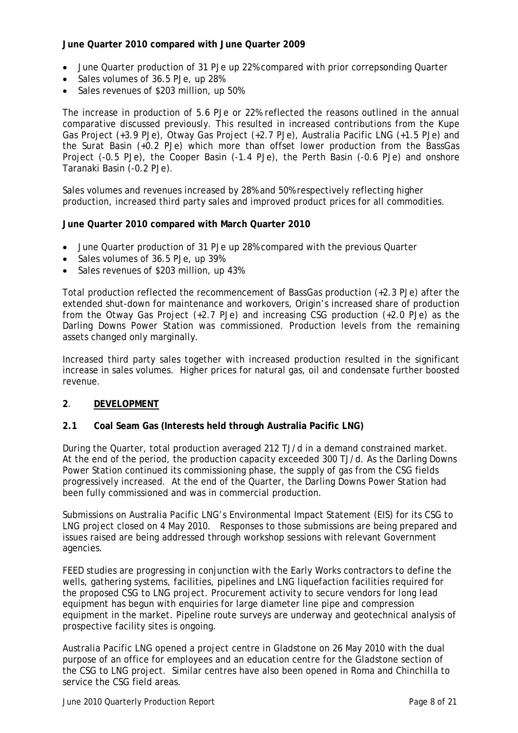**June Quarter 2010 compared with June Quarter 2009**

- June Quarter production of 31 PJe up 22% compared with prior correpsonding Quarter
- Sales volumes of 36.5 PJe, up 28%
- Sales revenues of $203 million, up 50%

The increase in production of 5.6 PJe or 22% reflected the reasons outlined in the annual comparative discussed previously. This resulted in increased contributions from the Kupe Gas Project (+3.9 PJe), Otway Gas Project (+2.7 PJe), Australia Pacific LNG (+1.5 PJe) and the Surat Basin (+0.2 PJe) which more than offset lower production from the BassGas Project (-0.5 PJe), the Cooper Basin (-1.4 PJe), the Perth Basin (-0.6 PJe) and onshore Taranaki Basin (-0.2 PJe).

Sales volumes and revenues increased by 28% and 50% respectively reflecting higher production, increased third party sales and improved product prices for all commodities.

**June Quarter 2010 compared with March Quarter 2010**

- June Quarter production of 31 PJe up 28% compared with the previous Quarter
- Sales volumes of 36.5 PJe, up 39%
- Sales revenues of $203 million, up 43%

Total production reflected the recommencement of BassGas production (+2.3 PJe) after the extended shut-down for maintenance and workovers, Origin's increased share of production from the Otway Gas Project (+2.7 PJe) and increasing CSG production (+2.0 PJe) as the Darling Downs Power Station was commissioned. Production levels from the remaining assets changed only marginally.

Increased third party sales together with increased production resulted in the significant increase in sales volumes. Higher prices for natural gas, oil and condensate further boosted revenue.

## 2. DEVELOPMENT

### 2.1 Coal Seam Gas (Interests held through Australia Pacific LNG)

During the Quarter, total production averaged 212 TJ/d in a demand constrained market. At the end of the period, the production capacity exceeded 300 TJ/d. As the Darling Downs Power Station continued its commissioning phase, the supply of gas from the CSG fields progressively increased. At the end of the Quarter, the Darling Downs Power Station had been fully commissioned and was in commercial production.

Submissions on Australia Pacific LNG's Environmental Impact Statement (EIS) for its CSG to LNG project closed on 4 May 2010. Responses to those submissions are being prepared and issues raised are being addressed through workshop sessions with relevant Government agencies.

FEED studies are progressing in conjunction with the Early Works contractors to define the wells, gathering systems, facilities, pipelines and LNG liquefaction facilities required for the proposed CSG to LNG project. Procurement activity to secure vendors for long lead equipment has begun with enquiries for large diameter line pipe and compression equipment in the market. Pipeline route surveys are underway and geotechnical analysis of prospective facility sites is ongoing.

Australia Pacific LNG opened a project centre in Gladstone on 26 May 2010 with the dual purpose of an office for employees and an education centre for the Gladstone section of the CSG to LNG project. Similar centres have also been opened in Roma and Chinchilla to service the CSG field areas.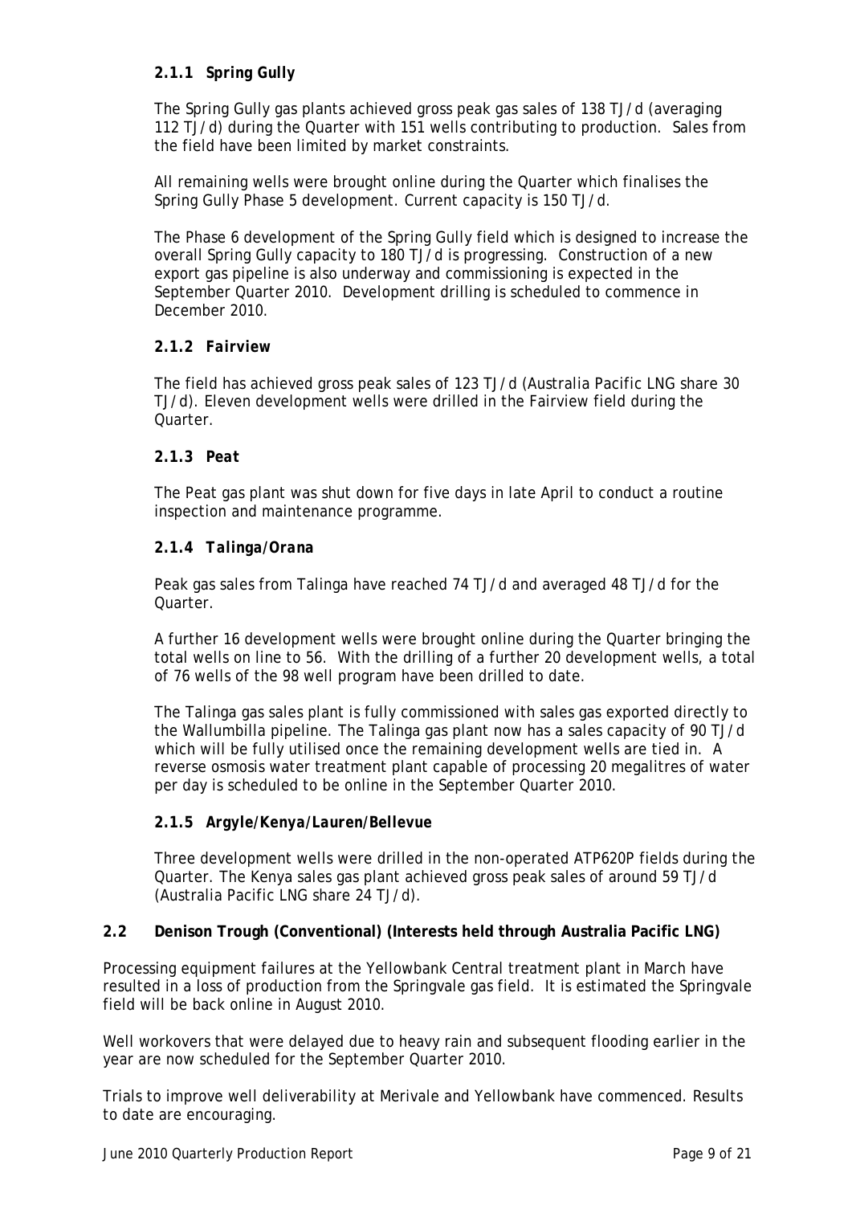#### 2.1.1 *Spring Gully*

The Spring Gully gas plants achieved gross peak gas sales of 138 TJ/d (averaging 112 TJ/d) during the Quarter with 151 wells contributing to production. Sales from the field have been limited by market constraints.

All remaining wells were brought online during the Quarter which finalises the Spring Gully Phase 5 development. Current capacity is 150 TJ/d.

The Phase 6 development of the Spring Gully field which is designed to increase the overall Spring Gully capacity to 180 TJ/d is progressing. Construction of a new export gas pipeline is also underway and commissioning is expected in the September Quarter 2010. Development drilling is scheduled to commence in December 2010.

#### 2.1.2 *Fairview*

The field has achieved gross peak sales of 123 TJ/d (Australia Pacific LNG share 30 TJ/d). Eleven development wells were drilled in the Fairview field during the Quarter.

#### 2.1.3 *Peat*

The Peat gas plant was shut down for five days in late April to conduct a routine inspection and maintenance programme.

#### 2.1.4 *Talinga/Orana*

Peak gas sales from Talinga have reached 74 TJ/d and averaged 48 TJ/d for the Quarter.

A further 16 development wells were brought online during the Quarter bringing the total wells on line to 56. With the drilling of a further 20 development wells, a total of 76 wells of the 98 well program have been drilled to date.

The Talinga gas sales plant is fully commissioned with sales gas exported directly to the Wallumbilla pipeline. The Talinga gas plant now has a sales capacity of 90 TJ/d which will be fully utilised once the remaining development wells are tied in. A reverse osmosis water treatment plant capable of processing 20 megalitres of water per day is scheduled to be online in the September Quarter 2010.

#### 2.1.5 *Argyle/Kenya/Lauren/Bellevue*

Three development wells were drilled in the non-operated ATP620P fields during the Quarter. The Kenya sales gas plant achieved gross peak sales of around 59 TJ/d (Australia Pacific LNG share 24 TJ/d).

### 2.2 Denison Trough (Conventional) (Interests held through Australia Pacific LNG)

Processing equipment failures at the Yellowbank Central treatment plant in March have resulted in a loss of production from the Springvale gas field. It is estimated the Springvale field will be back online in August 2010.

Well workovers that were delayed due to heavy rain and subsequent flooding earlier in the year are now scheduled for the September Quarter 2010.

Trials to improve well deliverability at Merivale and Yellowbank have commenced. Results to date are encouraging.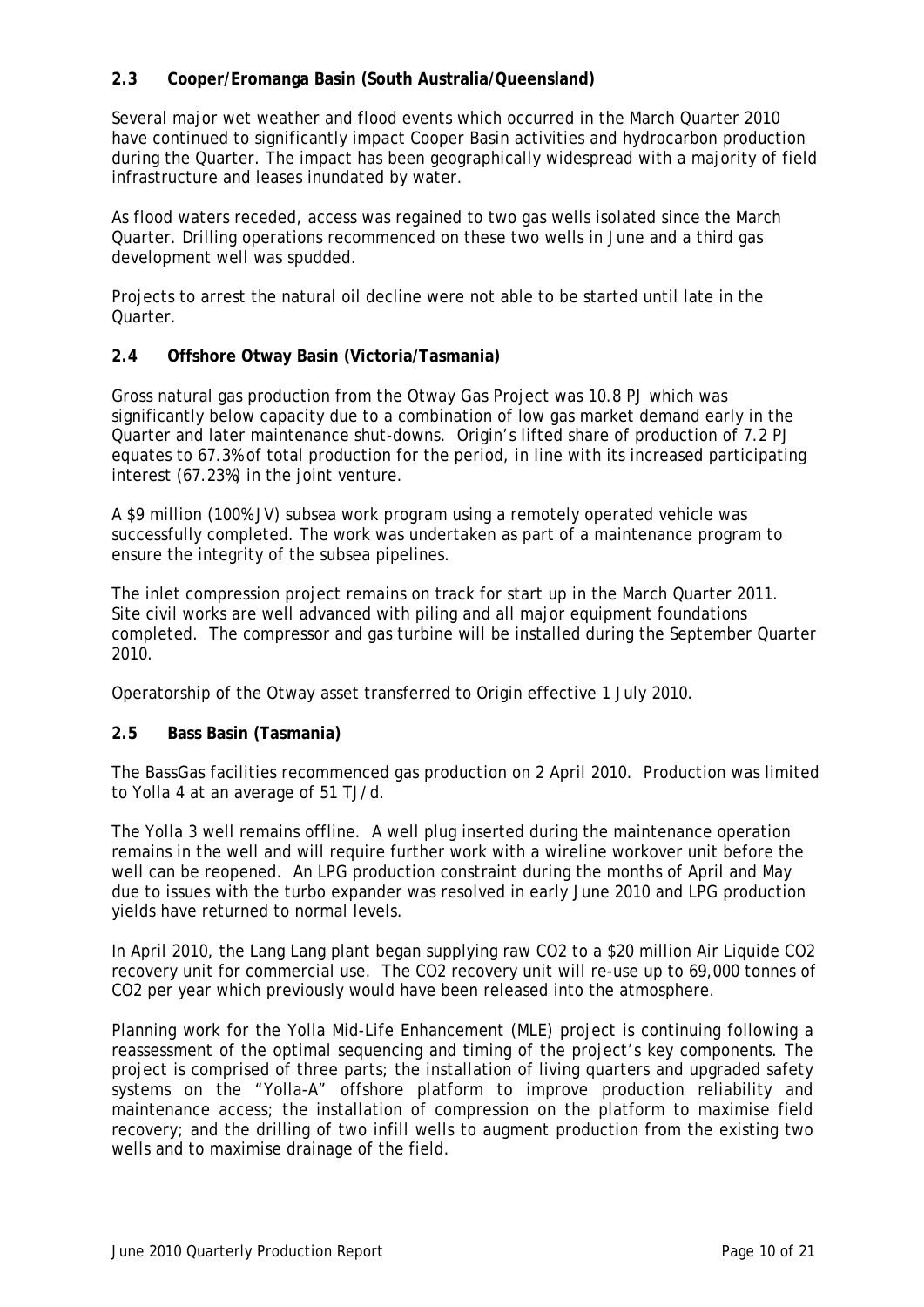### 2.3 Cooper/Eromanga Basin (South Australia/Queensland)

Several major wet weather and flood events which occurred in the March Quarter 2010 have continued to significantly impact Cooper Basin activities and hydrocarbon production during the Quarter. The impact has been geographically widespread with a majority of field infrastructure and leases inundated by water.

As flood waters receded, access was regained to two gas wells isolated since the March Quarter. Drilling operations recommenced on these two wells in June and a third gas development well was spudded.

Projects to arrest the natural oil decline were not able to be started until late in the Quarter.

### 2.4 Offshore Otway Basin (Victoria/Tasmania)

Gross natural gas production from the Otway Gas Project was 10.8 PJ which was significantly below capacity due to a combination of low gas market demand early in the Quarter and later maintenance shut-downs. Origin's lifted share of production of 7.2 PJ equates to 67.3% of total production for the period, in line with its increased participating interest (67.23%) in the joint venture.

A $9 million (100% JV) subsea work program using a remotely operated vehicle was successfully completed. The work was undertaken as part of a maintenance program to ensure the integrity of the subsea pipelines.

The inlet compression project remains on track for start up in the March Quarter 2011. Site civil works are well advanced with piling and all major equipment foundations completed. The compressor and gas turbine will be installed during the September Quarter 2010.

Operatorship of the Otway asset transferred to Origin effective 1 July 2010.

### 2.5 Bass Basin (Tasmania)

The BassGas facilities recommenced gas production on 2 April 2010. Production was limited to Yolla 4 at an average of 51 TJ/d.

The Yolla 3 well remains offline. A well plug inserted during the maintenance operation remains in the well and will require further work with a wireline workover unit before the well can be reopened. An LPG production constraint during the months of April and May due to issues with the turbo expander was resolved in early June 2010 and LPG production yields have returned to normal levels.

In April 2010, the Lang Lang plant began supplying raw $CO_2$ to a $20 million Air Liquide $CO_2$ recovery unit for commercial use. The $CO_2$ recovery unit will re-use up to 69,000 tonnes of $CO_2$ per year which previously would have been released into the atmosphere.

Planning work for the Yolla Mid-Life Enhancement (MLE) project is continuing following a reassessment of the optimal sequencing and timing of the project's key components. The project is comprised of three parts; the installation of living quarters and upgraded safety systems on the "Yolla-A" offshore platform to improve production reliability and maintenance access; the installation of compression on the platform to maximise field recovery; and the drilling of two infill wells to augment production from the existing two wells and to maximise drainage of the field.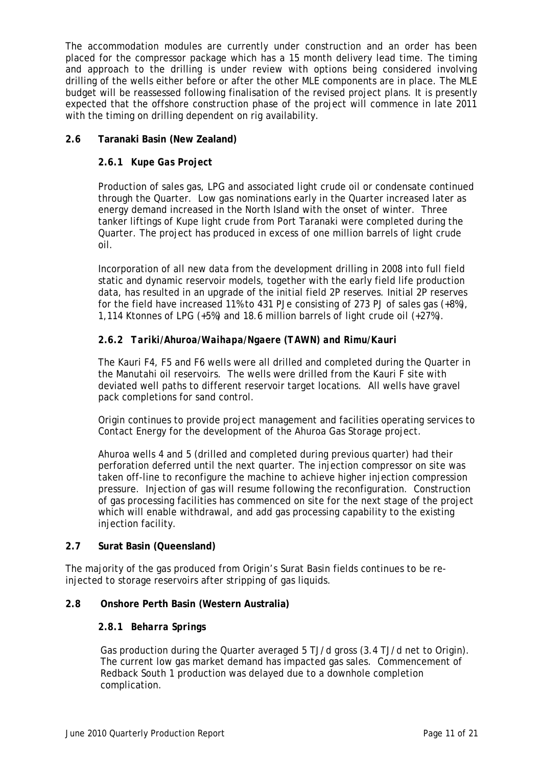The accommodation modules are currently under construction and an order has been placed for the compressor package which has a 15 month delivery lead time. The timing and approach to the drilling is under review with options being considered involving drilling of the wells either before or after the other MLE components are in place. The MLE budget will be reassessed following finalisation of the revised project plans. It is presently expected that the offshore construction phase of the project will commence in late 2011 with the timing on drilling dependent on rig availability.

## 2.6 Taranaki Basin (New Zealand)

### *2.6.1 Kupe Gas Project*

Production of sales gas, LPG and associated light crude oil or condensate continued through the Quarter. Low gas nominations early in the Quarter increased later as energy demand increased in the North Island with the onset of winter. Three tanker liftings of Kupe light crude from Port Taranaki were completed during the Quarter. The project has produced in excess of one million barrels of light crude oil.

Incorporation of all new data from the development drilling in 2008 into full field static and dynamic reservoir models, together with the early field life production data, has resulted in an upgrade of the initial field 2P reserves. Initial 2P reserves for the field have increased 11% to 431 PJe consisting of 273 PJ of sales gas (+8%), 1,114 Ktonnes of LPG (+5%) and 18.6 million barrels of light crude oil (+27%).

### *2.6.2 Tariki/Ahuroa/Waihapa/Ngaere (TAWN) and Rimu/Kauri*

The Kauri F4, F5 and F6 wells were all drilled and completed during the Quarter in the Manutahi oil reservoirs. The wells were drilled from the Kauri F site with deviated well paths to different reservoir target locations. All wells have gravel pack completions for sand control.

Origin continues to provide project management and facilities operating services to Contact Energy for the development of the Ahuroa Gas Storage project.

Ahuroa wells 4 and 5 (drilled and completed during previous quarter) had their perforation deferred until the next quarter. The injection compressor on site was taken off-line to reconfigure the machine to achieve higher injection compression pressure. Injection of gas will resume following the reconfiguration. Construction of gas processing facilities has commenced on site for the next stage of the project which will enable withdrawal, and add gas processing capability to the existing injection facility.

## 2.7 Surat Basin (Queensland)

The majority of the gas produced from Origin's Surat Basin fields continues to be re-injected to storage reservoirs after stripping of gas liquids.

## 2.8 Onshore Perth Basin (Western Australia)

### *2.8.1 Beharra Springs*

Gas production during the Quarter averaged 5 TJ/d gross (3.4 TJ/d net to Origin). The current low gas market demand has impacted gas sales. Commencement of Redback South 1 production was delayed due to a downhole completion complication.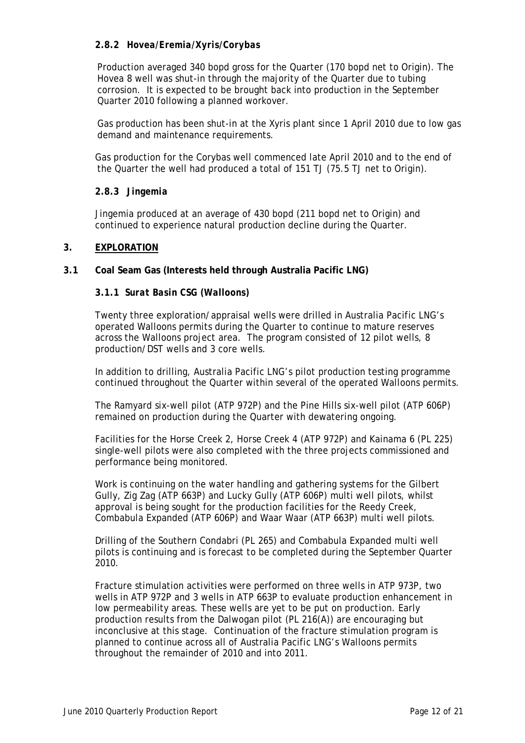#### 2.8.2 Hovea/Eremia/Xyris/Corybas

Production averaged 340 bopd gross for the Quarter (170 bopd net to Origin). The Hovea 8 well was shut-in through the majority of the Quarter due to tubing corrosion. It is expected to be brought back into production in the September Quarter 2010 following a planned workover.

Gas production has been shut-in at the Xyris plant since 1 April 2010 due to low gas demand and maintenance requirements.

Gas production for the Corybas well commenced late April 2010 and to the end of the Quarter the well had produced a total of 151 TJ (75.5 TJ net to Origin).

#### 2.8.3 Jingemia

Jingemia produced at an average of 430 bopd (211 bopd net to Origin) and continued to experience natural production decline during the Quarter.

## 3. EXPLORATION

### 3.1 Coal Seam Gas (Interests held through Australia Pacific LNG)

#### *3.1.1 Surat Basin CSG (Walloons)*

Twenty three exploration/appraisal wells were drilled in Australia Pacific LNG's operated Walloons permits during the Quarter to continue to mature reserves across the Walloons project area. The program consisted of 12 pilot wells, 8 production/DST wells and 3 core wells.

In addition to drilling, Australia Pacific LNG's pilot production testing programme continued throughout the Quarter within several of the operated Walloons permits.

The Ramyard six-well pilot (ATP 972P) and the Pine Hills six-well pilot (ATP 606P) remained on production during the Quarter with dewatering ongoing.

Facilities for the Horse Creek 2, Horse Creek 4 (ATP 972P) and Kainama 6 (PL 225) single-well pilots were also completed with the three projects commissioned and performance being monitored.

Work is continuing on the water handling and gathering systems for the Gilbert Gully, Zig Zag (ATP 663P) and Lucky Gully (ATP 606P) multi well pilots, whilst approval is being sought for the production facilities for the Reedy Creek, Combabula Expanded (ATP 606P) and Waar Waar (ATP 663P) multi well pilots.

Drilling of the Southern Condabri (PL 265) and Combabula Expanded multi well pilots is continuing and is forecast to be completed during the September Quarter 2010.

Fracture stimulation activities were performed on three wells in ATP 973P, two wells in ATP 972P and 3 wells in ATP 663P to evaluate production enhancement in low permeability areas. These wells are yet to be put on production. Early production results from the Dalwogan pilot (PL 216(A)) are encouraging but inconclusive at this stage. Continuation of the fracture stimulation program is planned to continue across all of Australia Pacific LNG's Walloons permits throughout the remainder of 2010 and into 2011.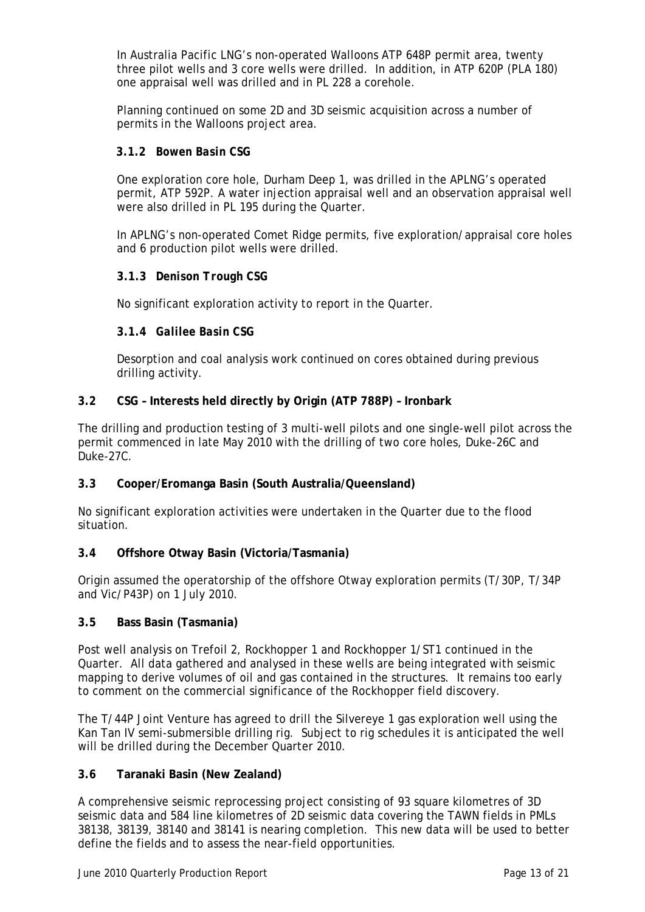In Australia Pacific LNG's non-operated Walloons ATP 648P permit area, twenty three pilot wells and 3 core wells were drilled. In addition, in ATP 620P (PLA 180) one appraisal well was drilled and in PL 228 a corehole.

Planning continued on some 2D and 3D seismic acquisition across a number of permits in the Walloons project area.

#### *3.1.2 Bowen Basin CSG*

One exploration core hole, Durham Deep 1, was drilled in the APLNG's operated permit, ATP 592P. A water injection appraisal well and an observation appraisal well were also drilled in PL 195 during the Quarter.

In APLNG's non-operated Comet Ridge permits, five exploration/appraisal core holes and 6 production pilot wells were drilled.

#### *3.1.3 Denison Trough CSG*

No significant exploration activity to report in the Quarter.

#### *3.1.4 Galilee Basin CSG*

Desorption and coal analysis work continued on cores obtained during previous drilling activity.

### 3.2 CSG – Interests held directly by Origin (ATP 788P) – Ironbark

The drilling and production testing of 3 multi-well pilots and one single-well pilot across the permit commenced in late May 2010 with the drilling of two core holes, Duke-26C and Duke-27C.

### 3.3 Cooper/Eromanga Basin (South Australia/Queensland)

No significant exploration activities were undertaken in the Quarter due to the flood situation.

### 3.4 Offshore Otway Basin (Victoria/Tasmania)

Origin assumed the operatorship of the offshore Otway exploration permits (T/30P, T/34P and Vic/P43P) on 1 July 2010.

### 3.5 Bass Basin (Tasmania)

Post well analysis on Trefoil 2, Rockhopper 1 and Rockhopper 1/ST1 continued in the Quarter. All data gathered and analysed in these wells are being integrated with seismic mapping to derive volumes of oil and gas contained in the structures. It remains too early to comment on the commercial significance of the Rockhopper field discovery.

The T/44P Joint Venture has agreed to drill the Silvereye 1 gas exploration well using the Kan Tan IV semi-submersible drilling rig. Subject to rig schedules it is anticipated the well will be drilled during the December Quarter 2010.

### 3.6 Taranaki Basin (New Zealand)

A comprehensive seismic reprocessing project consisting of 93 square kilometres of 3D seismic data and 584 line kilometres of 2D seismic data covering the TAWN fields in PMLs 38138, 38139, 38140 and 38141 is nearing completion. This new data will be used to better define the fields and to assess the near-field opportunities.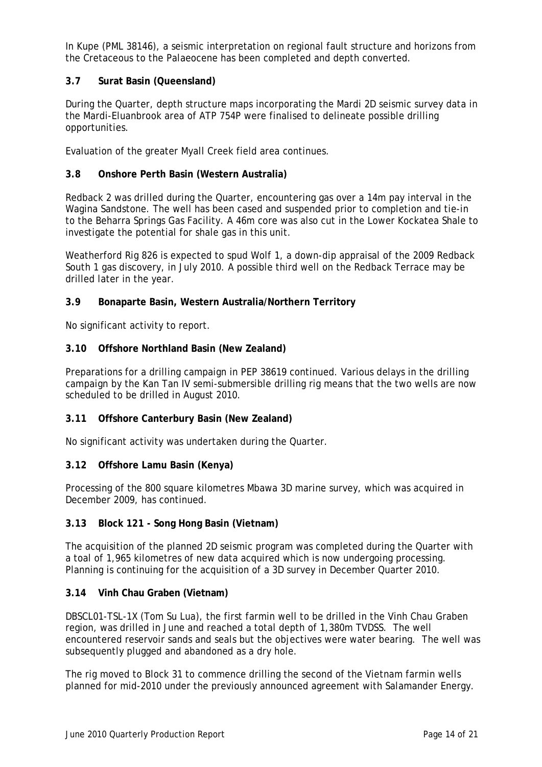In Kupe (PML 38146), a seismic interpretation on regional fault structure and horizons from the Cretaceous to the Palaeocene has been completed and depth converted.

### 3.7 Surat Basin (Queensland)

During the Quarter, depth structure maps incorporating the Mardi 2D seismic survey data in the Mardi-Eluanbrook area of ATP 754P were finalised to delineate possible drilling opportunities.

Evaluation of the greater Myall Creek field area continues.

### 3.8 Onshore Perth Basin (Western Australia)

Redback 2 was drilled during the Quarter, encountering gas over a 14m pay interval in the Wagina Sandstone. The well has been cased and suspended prior to completion and tie-in to the Beharra Springs Gas Facility. A 46m core was also cut in the Lower Kockatea Shale to investigate the potential for shale gas in this unit.

Weatherford Rig 826 is expected to spud Wolf 1, a down-dip appraisal of the 2009 Redback South 1 gas discovery, in July 2010. A possible third well on the Redback Terrace may be drilled later in the year.

### 3.9 Bonaparte Basin, Western Australia/Northern Territory

No significant activity to report.

### 3.10 Offshore Northland Basin (New Zealand)

Preparations for a drilling campaign in PEP 38619 continued. Various delays in the drilling campaign by the Kan Tan IV semi-submersible drilling rig means that the two wells are now scheduled to be drilled in August 2010.

### 3.11 Offshore Canterbury Basin (New Zealand)

No significant activity was undertaken during the Quarter.

### 3.12 Offshore Lamu Basin (Kenya)

Processing of the 800 square kilometres Mbawa 3D marine survey, which was acquired in December 2009, has continued.

### 3.13 Block 121 - Song Hong Basin (Vietnam)

The acquisition of the planned 2D seismic program was completed during the Quarter with a toal of 1,965 kilometres of new data acquired which is now undergoing processing. Planning is continuing for the acquisition of a 3D survey in December Quarter 2010.

### 3.14 Vinh Chau Graben (Vietnam)

DBSCL01-TSL-1X (Tom Su Lua), the first farmin well to be drilled in the Vinh Chau Graben region, was drilled in June and reached a total depth of 1,380m TVDSS. The well encountered reservoir sands and seals but the objectives were water bearing. The well was subsequently plugged and abandoned as a dry hole.

The rig moved to Block 31 to commence drilling the second of the Vietnam farmin wells planned for mid-2010 under the previously announced agreement with Salamander Energy.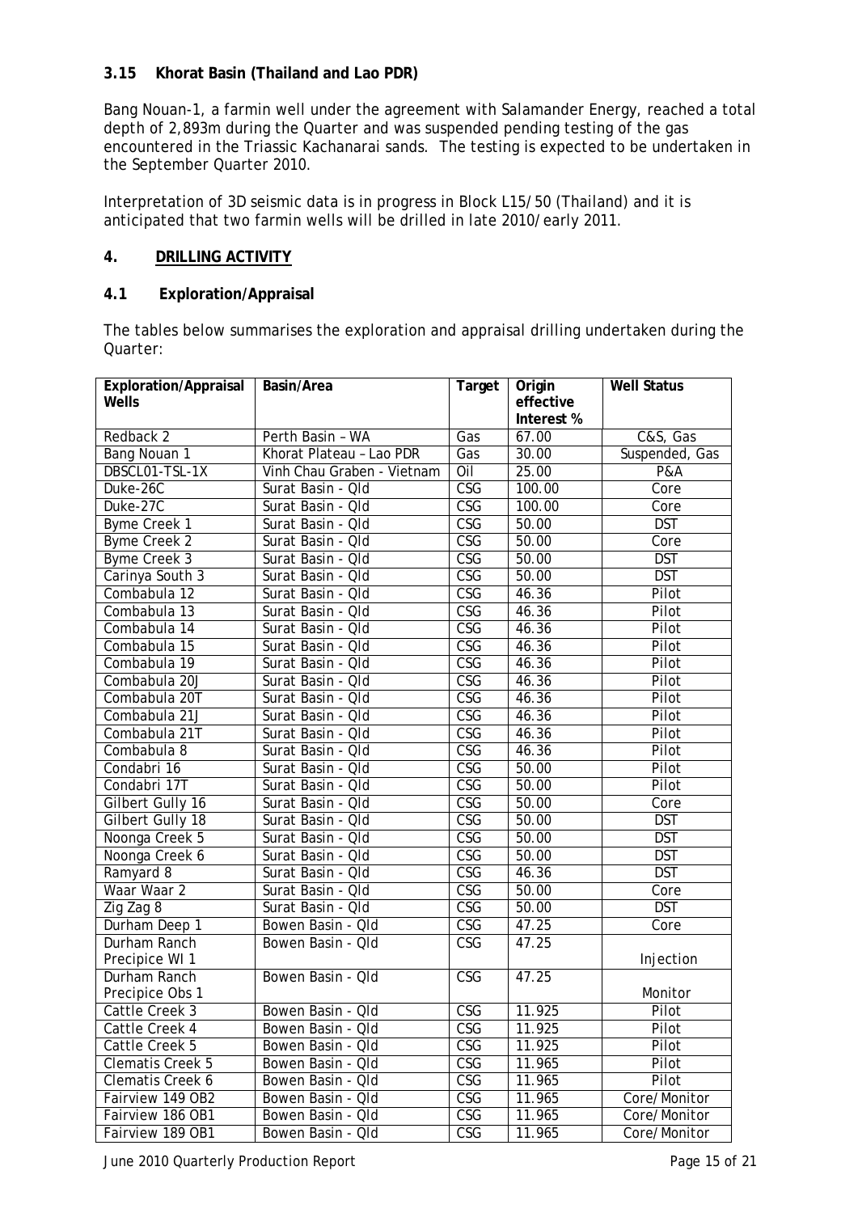### 3.15 Khorat Basin (Thailand and Lao PDR)

Bang Nouan-1, a farmin well under the agreement with Salamander Energy, reached a total depth of 2,893m during the Quarter and was suspended pending testing of the gas encountered in the Triassic Kachanarai sands. The testing is expected to be undertaken in the September Quarter 2010.

Interpretation of 3D seismic data is in progress in Block L15/50 (Thailand) and it is anticipated that two farmin wells will be drilled in late 2010/early 2011.

## 4. DRILLING ACTIVITY

### 4.1 Exploration/Appraisal

The tables below summarises the exploration and appraisal drilling undertaken during the Quarter:

| Exploration/Appraisal Wells | Basin/Area | Target | Origin effective Interest % | Well Status |
|---|---|---|---|---|
| Redback 2 | Perth Basin – WA | Gas | 67.00 | C&S, Gas |
| Bang Nouan 1 | Khorat Plateau – Lao PDR | Gas | 30.00 | Suspended, Gas |
| DBSCL01-TSL-1X | Vinh Chau Graben - Vietnam | Oil | 25.00 | P&A |
| Duke-26C | Surat Basin - Qld | CSG | 100.00 | Core |
| Duke-27C | Surat Basin - Qld | CSG | 100.00 | Core |
| Byme Creek 1 | Surat Basin - Qld | CSG | 50.00 | DST |
| Byme Creek 2 | Surat Basin - Qld | CSG | 50.00 | Core |
| Byme Creek 3 | Surat Basin - Qld | CSG | 50.00 | DST |
| Carinya South 3 | Surat Basin - Qld | CSG | 50.00 | DST |
| Combabula 12 | Surat Basin - Qld | CSG | 46.36 | Pilot |
| Combabula 13 | Surat Basin - Qld | CSG | 46.36 | Pilot |
| Combabula 14 | Surat Basin - Qld | CSG | 46.36 | Pilot |
| Combabula 15 | Surat Basin - Qld | CSG | 46.36 | Pilot |
| Combabula 19 | Surat Basin - Qld | CSG | 46.36 | Pilot |
| Combabula 20J | Surat Basin - Qld | CSG | 46.36 | Pilot |
| Combabula 20T | Surat Basin - Qld | CSG | 46.36 | Pilot |
| Combabula 21J | Surat Basin - Qld | CSG | 46.36 | Pilot |
| Combabula 21T | Surat Basin - Qld | CSG | 46.36 | Pilot |
| Combabula 8 | Surat Basin - Qld | CSG | 46.36 | Pilot |
| Condabri 16 | Surat Basin - Qld | CSG | 50.00 | Pilot |
| Condabri 17T | Surat Basin - Qld | CSG | 50.00 | Pilot |
| Gilbert Gully 16 | Surat Basin - Qld | CSG | 50.00 | Core |
| Gilbert Gully 18 | Surat Basin - Qld | CSG | 50.00 | DST |
| Noonga Creek 5 | Surat Basin - Qld | CSG | 50.00 | DST |
| Noonga Creek 6 | Surat Basin - Qld | CSG | 50.00 | DST |
| Ramyard 8 | Surat Basin - Qld | CSG | 46.36 | DST |
| Waar Waar 2 | Surat Basin - Qld | CSG | 50.00 | Core |
| Zig Zag 8 | Surat Basin - Qld | CSG | 50.00 | DST |
| Durham Deep 1 | Bowen Basin - Qld | CSG | 47.25 | Core |
| Durham Ranch Precipice WI 1 | Bowen Basin - Qld | CSG | 47.25 | Injection |
| Durham Ranch Precipice Obs 1 | Bowen Basin - Qld | CSG | 47.25 | Monitor |
| Cattle Creek 3 | Bowen Basin - Qld | CSG | 11.925 | Pilot |
| Cattle Creek 4 | Bowen Basin - Qld | CSG | 11.925 | Pilot |
| Cattle Creek 5 | Bowen Basin - Qld | CSG | 11.925 | Pilot |
| Clematis Creek 5 | Bowen Basin - Qld | CSG | 11.965 | Pilot |
| Clematis Creek 6 | Bowen Basin - Qld | CSG | 11.965 | Pilot |
| Fairview 149 OB2 | Bowen Basin - Qld | CSG | 11.965 | Core/Monitor |
| Fairview 186 OB1 | Bowen Basin - Qld | CSG | 11.965 | Core/Monitor |
| Fairview 189 OB1 | Bowen Basin - Qld | CSG | 11.965 | Core/Monitor |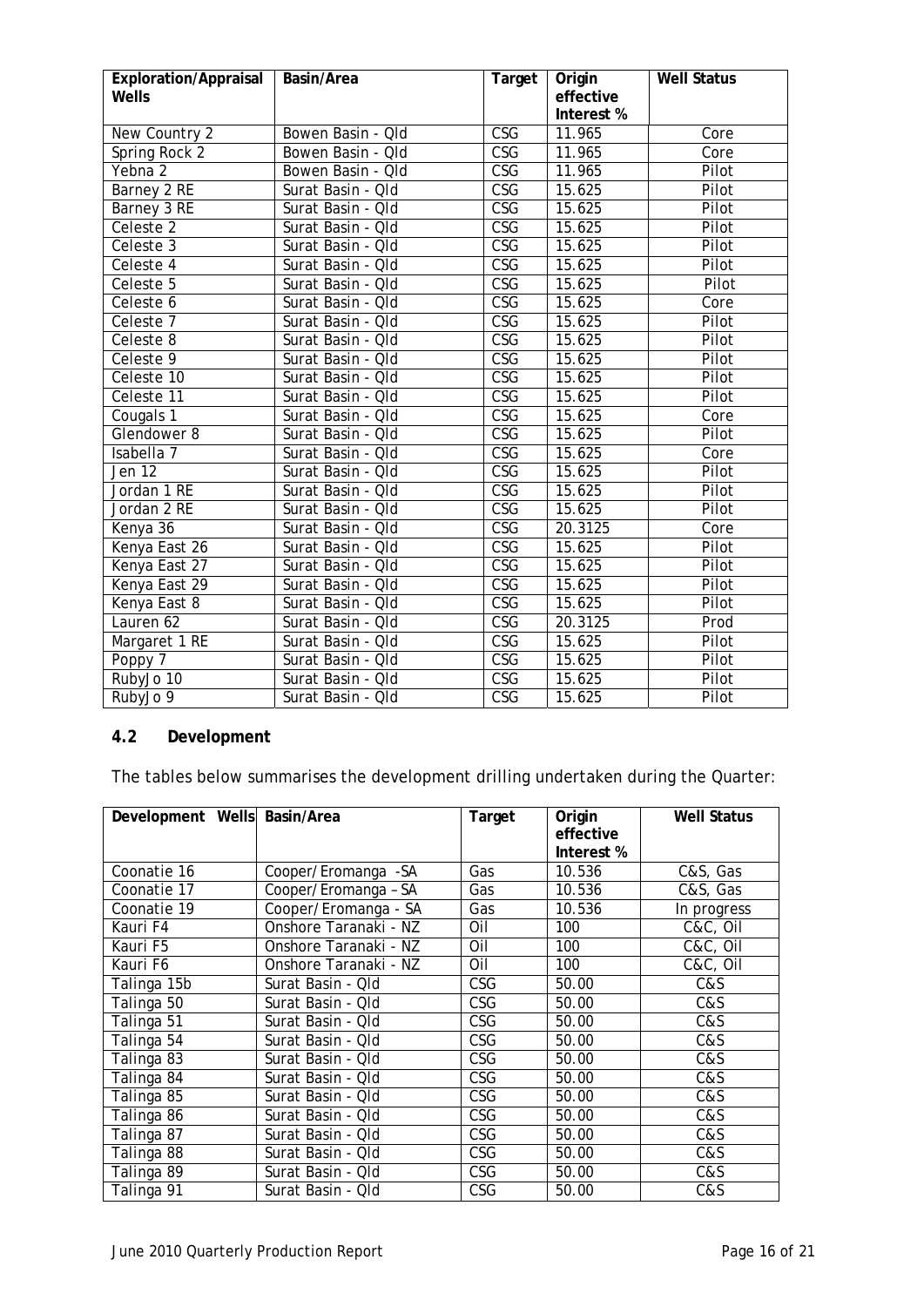| Exploration/Appraisal Wells | Basin/Area | Target | Origin effective Interest % | Well Status |
|---|---|---|---|---|
| New Country 2 | Bowen Basin - Qld | CSG | 11.965 | Core |
| Spring Rock 2 | Bowen Basin - Qld | CSG | 11.965 | Core |
| Yebna 2 | Bowen Basin - Qld | CSG | 11.965 | Pilot |
| Barney 2 RE | Surat Basin - Qld | CSG | 15.625 | Pilot |
| Barney 3 RE | Surat Basin - Qld | CSG | 15.625 | Pilot |
| Celeste 2 | Surat Basin - Qld | CSG | 15.625 | Pilot |
| Celeste 3 | Surat Basin - Qld | CSG | 15.625 | Pilot |
| Celeste 4 | Surat Basin - Qld | CSG | 15.625 | Pilot |
| Celeste 5 | Surat Basin - Qld | CSG | 15.625 | Pilot |
| Celeste 6 | Surat Basin - Qld | CSG | 15.625 | Core |
| Celeste 7 | Surat Basin - Qld | CSG | 15.625 | Pilot |
| Celeste 8 | Surat Basin - Qld | CSG | 15.625 | Pilot |
| Celeste 9 | Surat Basin - Qld | CSG | 15.625 | Pilot |
| Celeste 10 | Surat Basin - Qld | CSG | 15.625 | Pilot |
| Celeste 11 | Surat Basin - Qld | CSG | 15.625 | Pilot |
| Cougals 1 | Surat Basin - Qld | CSG | 15.625 | Core |
| Glendower 8 | Surat Basin - Qld | CSG | 15.625 | Pilot |
| Isabella 7 | Surat Basin - Qld | CSG | 15.625 | Core |
| Jen 12 | Surat Basin - Qld | CSG | 15.625 | Pilot |
| Jordan 1 RE | Surat Basin - Qld | CSG | 15.625 | Pilot |
| Jordan 2 RE | Surat Basin - Qld | CSG | 15.625 | Pilot |
| Kenya 36 | Surat Basin - Qld | CSG | 20.3125 | Core |
| Kenya East 26 | Surat Basin - Qld | CSG | 15.625 | Pilot |
| Kenya East 27 | Surat Basin - Qld | CSG | 15.625 | Pilot |
| Kenya East 29 | Surat Basin - Qld | CSG | 15.625 | Pilot |
| Kenya East 8 | Surat Basin - Qld | CSG | 15.625 | Pilot |
| Lauren 62 | Surat Basin - Qld | CSG | 20.3125 | Prod |
| Margaret 1 RE | Surat Basin - Qld | CSG | 15.625 | Pilot |
| Poppy 7 | Surat Basin - Qld | CSG | 15.625 | Pilot |
| RubyJo 10 | Surat Basin - Qld | CSG | 15.625 | Pilot |
| RubyJo 9 | Surat Basin - Qld | CSG | 15.625 | Pilot |

### 4.2 Development

The tables below summarises the development drilling undertaken during the Quarter:

| Development Wells | Basin/Area | Target | Origin effective Interest % | Well Status |
|---|---|---|---|---|
| Coonatie 16 | Cooper/Eromanga -SA | Gas | 10.536 | C&S, Gas |
| Coonatie 17 | Cooper/Eromanga – SA | Gas | 10.536 | C&S, Gas |
| Coonatie 19 | Cooper/Eromanga - SA | Gas | 10.536 | In progress |
| Kauri F4 | Onshore Taranaki - NZ | Oil | 100 | C&C, Oil |
| Kauri F5 | Onshore Taranaki - NZ | Oil | 100 | C&C, Oil |
| Kauri F6 | Onshore Taranaki - NZ | Oil | 100 | C&C, Oil |
| Talinga 15b | Surat Basin - Qld | CSG | 50.00 | C&S |
| Talinga 50 | Surat Basin - Qld | CSG | 50.00 | C&S |
| Talinga 51 | Surat Basin - Qld | CSG | 50.00 | C&S |
| Talinga 54 | Surat Basin - Qld | CSG | 50.00 | C&S |
| Talinga 83 | Surat Basin - Qld | CSG | 50.00 | C&S |
| Talinga 84 | Surat Basin - Qld | CSG | 50.00 | C&S |
| Talinga 85 | Surat Basin - Qld | CSG | 50.00 | C&S |
| Talinga 86 | Surat Basin - Qld | CSG | 50.00 | C&S |
| Talinga 87 | Surat Basin - Qld | CSG | 50.00 | C&S |
| Talinga 88 | Surat Basin - Qld | CSG | 50.00 | C&S |
| Talinga 89 | Surat Basin - Qld | CSG | 50.00 | C&S |
| Talinga 91 | Surat Basin - Qld | CSG | 50.00 | C&S |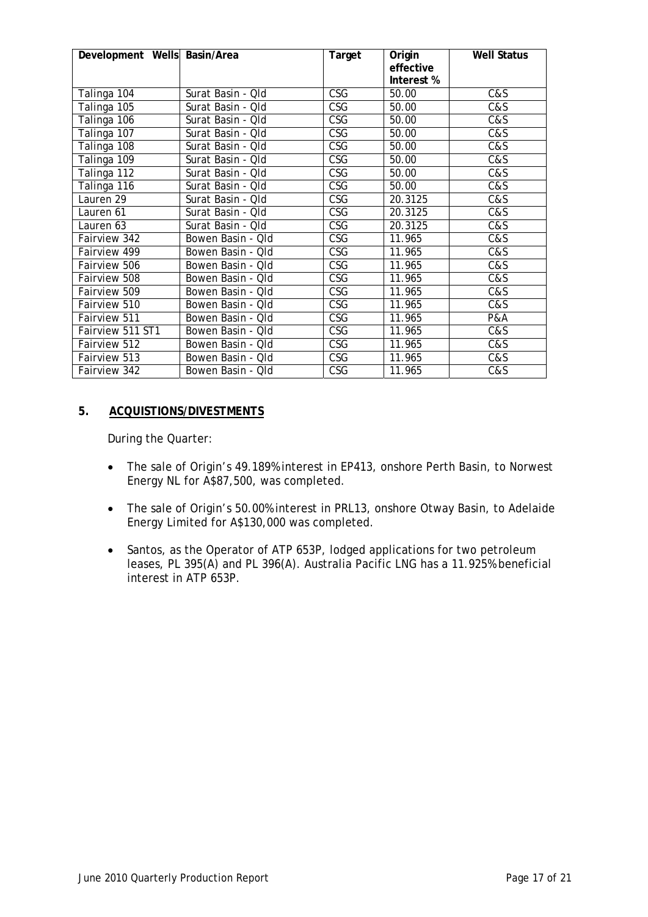| Development Wells | Basin/Area | Target | Origin effective Interest % | Well Status |
|---|---|---|---|---|
| Talinga 104 | Surat Basin - Qld | CSG | 50.00 | C&S |
| Talinga 105 | Surat Basin - Qld | CSG | 50.00 | C&S |
| Talinga 106 | Surat Basin - Qld | CSG | 50.00 | C&S |
| Talinga 107 | Surat Basin - Qld | CSG | 50.00 | C&S |
| Talinga 108 | Surat Basin - Qld | CSG | 50.00 | C&S |
| Talinga 109 | Surat Basin - Qld | CSG | 50.00 | C&S |
| Talinga 112 | Surat Basin - Qld | CSG | 50.00 | C&S |
| Talinga 116 | Surat Basin - Qld | CSG | 50.00 | C&S |
| Lauren 29 | Surat Basin - Qld | CSG | 20.3125 | C&S |
| Lauren 61 | Surat Basin - Qld | CSG | 20.3125 | C&S |
| Lauren 63 | Surat Basin - Qld | CSG | 20.3125 | C&S |
| Fairview 342 | Bowen Basin - Qld | CSG | 11.965 | C&S |
| Fairview 499 | Bowen Basin - Qld | CSG | 11.965 | C&S |
| Fairview 506 | Bowen Basin - Qld | CSG | 11.965 | C&S |
| Fairview 508 | Bowen Basin - Qld | CSG | 11.965 | C&S |
| Fairview 509 | Bowen Basin - Qld | CSG | 11.965 | C&S |
| Fairview 510 | Bowen Basin - Qld | CSG | 11.965 | C&S |
| Fairview 511 | Bowen Basin - Qld | CSG | 11.965 | P&A |
| Fairview 511 ST1 | Bowen Basin - Qld | CSG | 11.965 | C&S |
| Fairview 512 | Bowen Basin - Qld | CSG | 11.965 | C&S |
| Fairview 513 | Bowen Basin - Qld | CSG | 11.965 | C&S |
| Fairview 342 | Bowen Basin - Qld | CSG | 11.965 | C&S |

## 5. ACQUISTIONS/DIVESTMENTS

During the Quarter:

- The sale of Origin's 49.189% interest in EP413, onshore Perth Basin, to Norwest Energy NL for A$87,500, was completed.
- The sale of Origin's 50.00% interest in PRL13, onshore Otway Basin, to Adelaide Energy Limited for A$130,000 was completed.
- Santos, as the Operator of ATP 653P, lodged applications for two petroleum leases, PL 395(A) and PL 396(A). Australia Pacific LNG has a 11.925% beneficial interest in ATP 653P.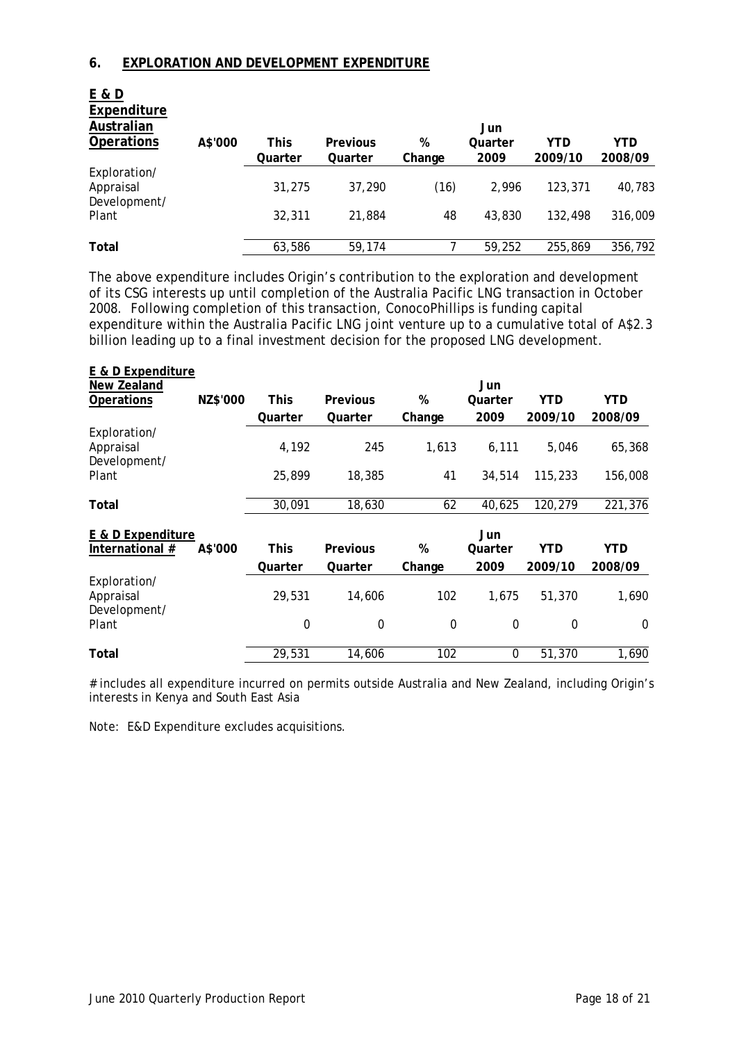## 6. EXPLORATION AND DEVELOPMENT EXPENDITURE

| E & D Expenditure Australian Operations | A$'000 | This Quarter | Previous Quarter | % Change | Jun Quarter 2009 | YTD 2009/10 | YTD 2008/09 |
|---|---|---|---|---|---|---|---|
| Exploration/ Appraisal | | 31,275 | 37,290 | (16) | 2,996 | 123,371 | 40,783 |
| Development/ Plant | | 32,311 | 21,884 | 48 | 43,830 | 132,498 | 316,009 |
| **Total** | | 63,586 | 59,174 | 7 | 59,252 | 255,869 | 356,792 |

The above expenditure includes Origin's contribution to the exploration and development of its CSG interests up until completion of the Australia Pacific LNG transaction in October 2008. Following completion of this transaction, ConocoPhillips is funding capital expenditure within the Australia Pacific LNG joint venture up to a cumulative total of A$2.3 billion leading up to a final investment decision for the proposed LNG development.

| E & D Expenditure New Zealand Operations | NZ$'000 | This Quarter | Previous Quarter | % Change | Jun Quarter 2009 | YTD 2009/10 | YTD 2008/09 |
|---|---|---|---|---|---|---|---|
| Exploration/ Appraisal | | 4,192 | 245 | 1,613 | 6,111 | 5,046 | 65,368 |
| Development/ Plant | | 25,899 | 18,385 | 41 | 34,514 | 115,233 | 156,008 |
| **Total** | | 30,091 | 18,630 | 62 | 40,625 | 120,279 | 221,376 |

| E & D Expenditure International # | A$'000 | This Quarter | Previous Quarter | % Change | Jun Quarter 2009 | YTD 2009/10 | YTD 2008/09 |
|---|---|---|---|---|---|---|---|
| Exploration/ Appraisal | | 29,531 | 14,606 | 102 | 1,675 | 51,370 | 1,690 |
| Development/ Plant | | 0 | 0 | 0 | 0 | 0 | 0 |
| **Total** | | 29,531 | 14,606 | 102 | 0 | 51,370 | 1,690 |

# includes all expenditure incurred on permits outside Australia and New Zealand, including Origin's interests in Kenya and South East Asia

Note: E&D Expenditure excludes acquisitions.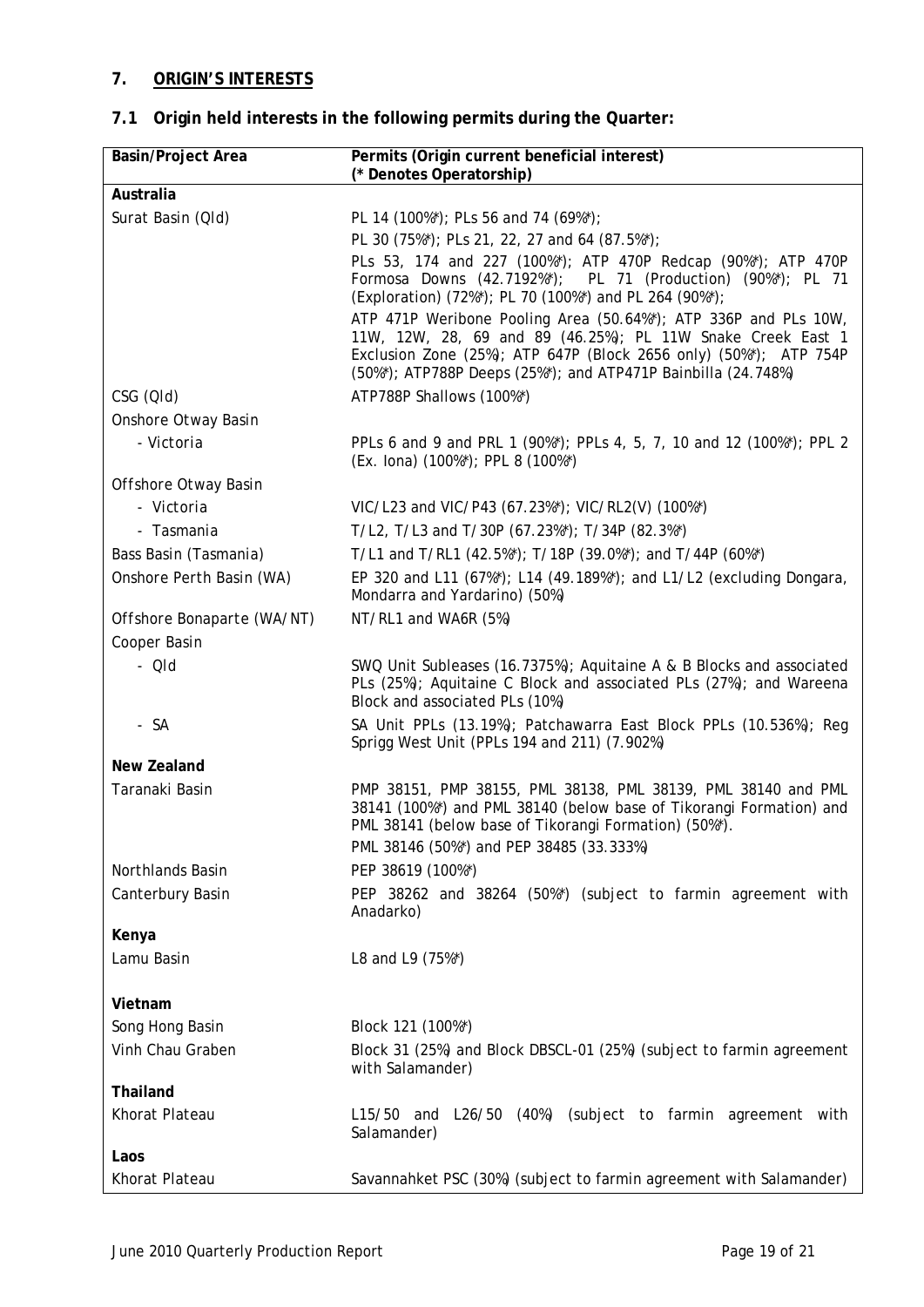## 7. ORIGIN'S INTERESTS

### 7.1 Origin held interests in the following permits during the Quarter:

| Basin/Project Area | Permits (Origin current beneficial interest) (* Denotes Operatorship) |
|---|---|
| **Australia** | |
| Surat Basin (Qld) | PL 14 (100%*); PLs 56 and 74 (69%*); |
| | PL 30 (75%*); PLs 21, 22, 27 and 64 (87.5%*); |
| | PLs 53, 174 and 227 (100%*); ATP 470P Redcap (90%*); ATP 470P Formosa Downs (42.7192%*); PL 71 (Production) (90%*); PL 71 (Exploration) (72%*); PL 70 (100%*) and PL 264 (90%*); |
| | ATP 471P Weribone Pooling Area (50.64%*); ATP 336P and PLs 10W, 11W, 12W, 28, 69 and 89 (46.25%); PL 11W Snake Creek East 1 Exclusion Zone (25%); ATP 647P (Block 2656 only) (50%*); ATP 754P (50%*); ATP788P Deeps (25%*); and ATP471P Bainbilla (24.748%) |
| CSG (Qld) | ATP788P Shallows (100%*) |
| Onshore Otway Basin | |
| - Victoria | PPLs 6 and 9 and PRL 1 (90%*); PPLs 4, 5, 7, 10 and 12 (100%*); PPL 2 (Ex. Iona) (100%*); PPL 8 (100%*) |
| Offshore Otway Basin | |
| - Victoria | VIC/L23 and VIC/P43 (67.23%*); VIC/RL2(V) (100%*) |
| - Tasmania | T/L2, T/L3 and T/30P (67.23%*); T/34P (82.3%*) |
| Bass Basin (Tasmania) | T/L1 and T/RL1 (42.5%*); T/18P (39.0%*); and T/44P (60%*) |
| Onshore Perth Basin (WA) | EP 320 and L11 (67%*); L14 (49.189%*); and L1/L2 (excluding Dongara, Mondarra and Yardarino) (50%) |
| Offshore Bonaparte (WA/NT) | NT/RL1 and WA6R (5%) |
| Cooper Basin | |
| - Qld | SWQ Unit Subleases (16.7375%); Aquitaine A & B Blocks and associated PLs (25%); Aquitaine C Block and associated PLs (27%); and Wareena Block and associated PLs (10%) |
| - SA | SA Unit PPLs (13.19%); Patchawarra East Block PPLs (10.536%); Reg Sprigg West Unit (PPLs 194 and 211) (7.902%) |
| **New Zealand** | |
| Taranaki Basin | PMP 38151, PMP 38155, PML 38138, PML 38139, PML 38140 and PML 38141 (100%*) and PML 38140 (below base of Tikorangi Formation) and PML 38141 (below base of Tikorangi Formation) (50%*). |
| | PML 38146 (50%*) and PEP 38485 (33.333%) |
| Northlands Basin | PEP 38619 (100%*) |
| Canterbury Basin | PEP 38262 and 38264 (50%*) (subject to farmin agreement with Anadarko) |
| **Kenya** | |
| Lamu Basin | L8 and L9 (75%*) |
| **Vietnam** | |
| Song Hong Basin | Block 121 (100%*) |
| Vinh Chau Graben | Block 31 (25%) and Block DBSCL-01 (25%) (subject to farmin agreement with Salamander) |
| **Thailand** | |
| Khorat Plateau | L15/50 and L26/50 (40%) (subject to farmin agreement with Salamander) |
| **Laos** | |
| Khorat Plateau | Savannahket PSC (30%) (subject to farmin agreement with Salamander) |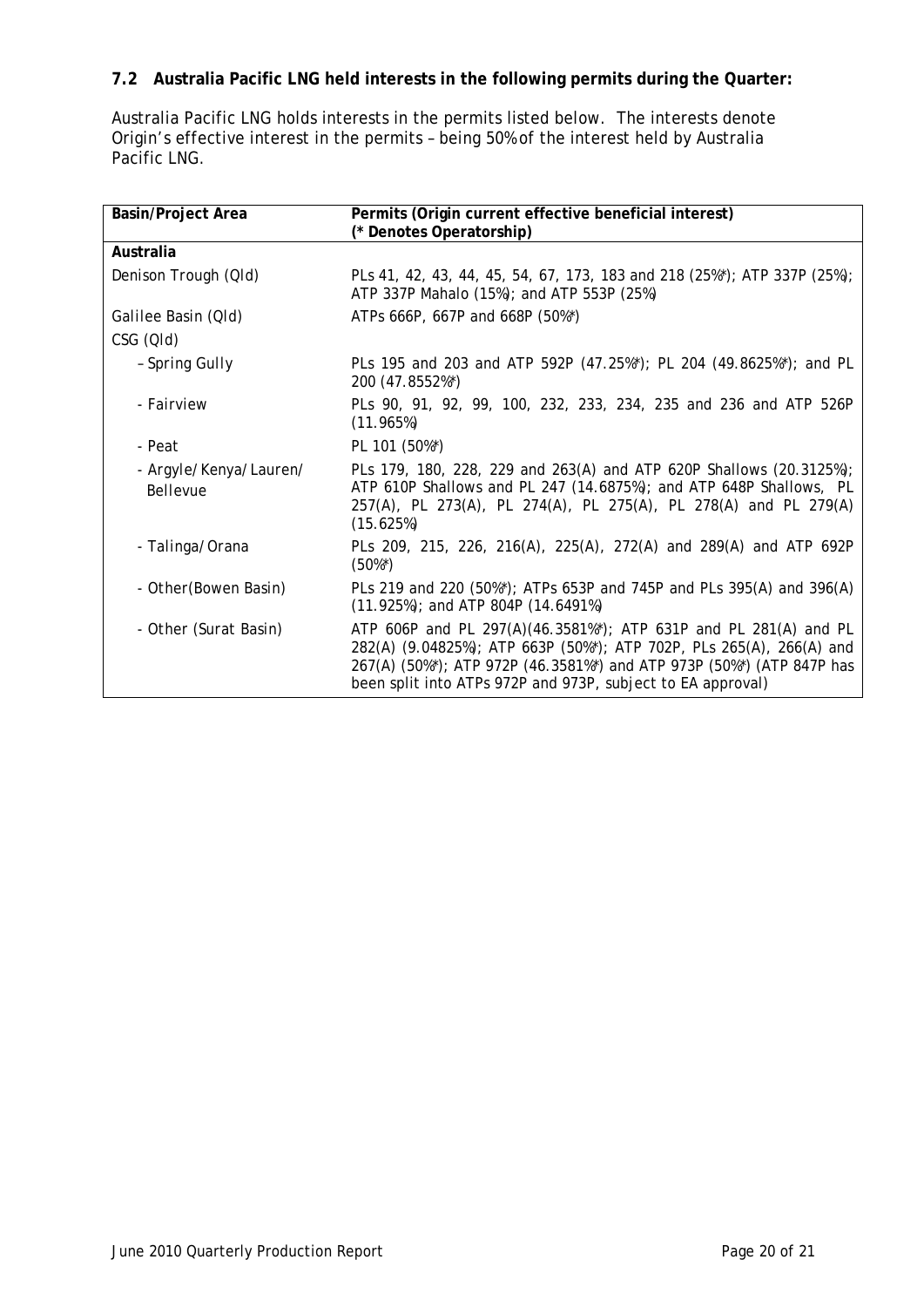### 7.2 Australia Pacific LNG held interests in the following permits during the Quarter:

Australia Pacific LNG holds interests in the permits listed below. The interests denote Origin's effective interest in the permits – being 50% of the interest held by Australia Pacific LNG.

| Basin/Project Area | Permits (Origin current effective beneficial interest) (* Denotes Operatorship) |
|---|---|
| **Australia** | |
| Denison Trough (Qld) | PLs 41, 42, 43, 44, 45, 54, 67, 173, 183 and 218 (25%*); ATP 337P (25%); ATP 337P Mahalo (15%); and ATP 553P (25%) |
| Galilee Basin (Qld) | ATPs 666P, 667P and 668P (50%*) |
| CSG (Qld) | |
| – Spring Gully | PLs 195 and 203 and ATP 592P (47.25%*); PL 204 (49.8625%*); and PL 200 (47.8552%*) |
| - Fairview | PLs 90, 91, 92, 99, 100, 232, 233, 234, 235 and 236 and ATP 526P (11.965%) |
| - Peat | PL 101 (50%*) |
| - Argyle/Kenya/Lauren/ Bellevue | PLs 179, 180, 228, 229 and 263(A) and ATP 620P Shallows (20.3125%); ATP 610P Shallows and PL 247 (14.6875%); and ATP 648P Shallows, PL 257(A), PL 273(A), PL 274(A), PL 275(A), PL 278(A) and PL 279(A) (15.625%) |
| - Talinga/Orana | PLs 209, 215, 226, 216(A), 225(A), 272(A) and 289(A) and ATP 692P (50%*) |
| - Other(Bowen Basin) | PLs 219 and 220 (50%*); ATPs 653P and 745P and PLs 395(A) and 396(A) (11.925%); and ATP 804P (14.6491%) |
| - Other (Surat Basin) | ATP 606P and PL 297(A)(46.3581%*); ATP 631P and PL 281(A) and PL 282(A) (9.04825%); ATP 663P (50%*); ATP 702P, PLs 265(A), 266(A) and 267(A) (50%*); ATP 972P (46.3581%*) and ATP 973P (50%*) (ATP 847P has been split into ATPs 972P and 973P, subject to EA approval) |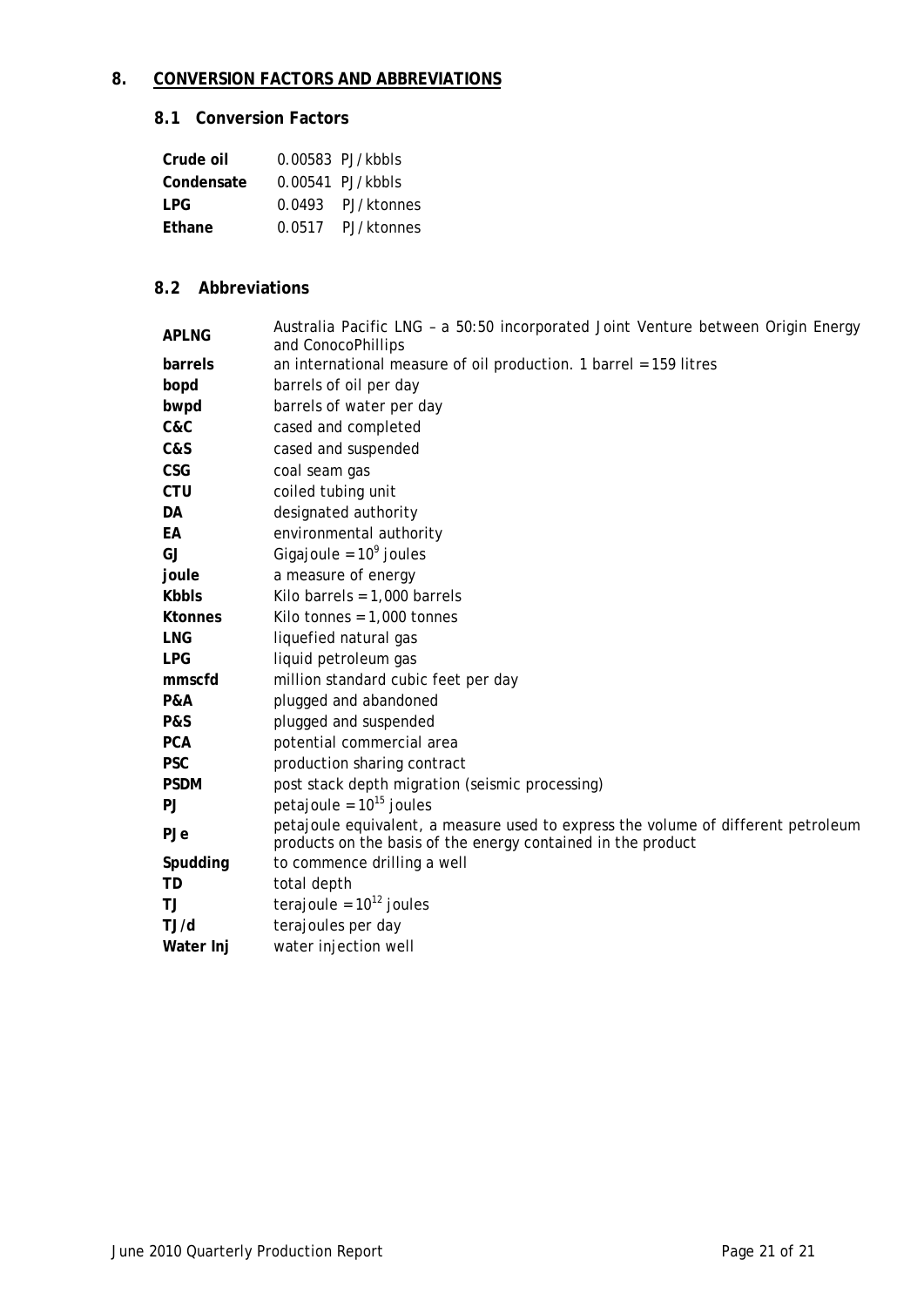## 8. CONVERSION FACTORS AND ABBREVIATIONS

### 8.1 Conversion Factors

| | | |
|---|---|---|
| **Crude oil** | 0.00583 | PJ/kbbls |
| **Condensate** | 0.00541 | PJ/kbbls |
| **LPG** | 0.0493 | PJ/ktonnes |
| **Ethane** | 0.0517 | PJ/ktonnes |

### 8.2 Abbreviations

| | |
|---|---|
| **APLNG** | Australia Pacific LNG – a 50:50 incorporated Joint Venture between Origin Energy and ConocoPhillips |
| **barrels** | an international measure of oil production. 1 barrel = 159 litres |
| **bopd** | barrels of oil per day |
| **bwpd** | barrels of water per day |
| **C&C** | cased and completed |
| **C&S** | cased and suspended |
| **CSG** | coal seam gas |
| **CTU** | coiled tubing unit |
| **DA** | designated authority |
| **EA** | environmental authority |
| **GJ** | Gigajoule = $10^9$ joules |
| **joule** | a measure of energy |
| **Kbbls** | Kilo barrels = 1,000 barrels |
| **Ktonnes** | Kilo tonnes = 1,000 tonnes |
| **LNG** | liquefied natural gas |
| **LPG** | liquid petroleum gas |
| **mmscfd** | million standard cubic feet per day |
| **P&A** | plugged and abandoned |
| **P&S** | plugged and suspended |
| **PCA** | potential commercial area |
| **PSC** | production sharing contract |
| **PSDM** | post stack depth migration (seismic processing) |
| **PJ** | petajoule = $10^{15}$ joules |
| **PJe** | petajoule equivalent, a measure used to express the volume of different petroleum products on the basis of the energy contained in the product |
| **Spudding** | to commence drilling a well |
| **TD** | total depth |
| **TJ** | terajoule = $10^{12}$ joules |
| **TJ/d** | terajoules per day |
| **Water Inj** | water injection well |